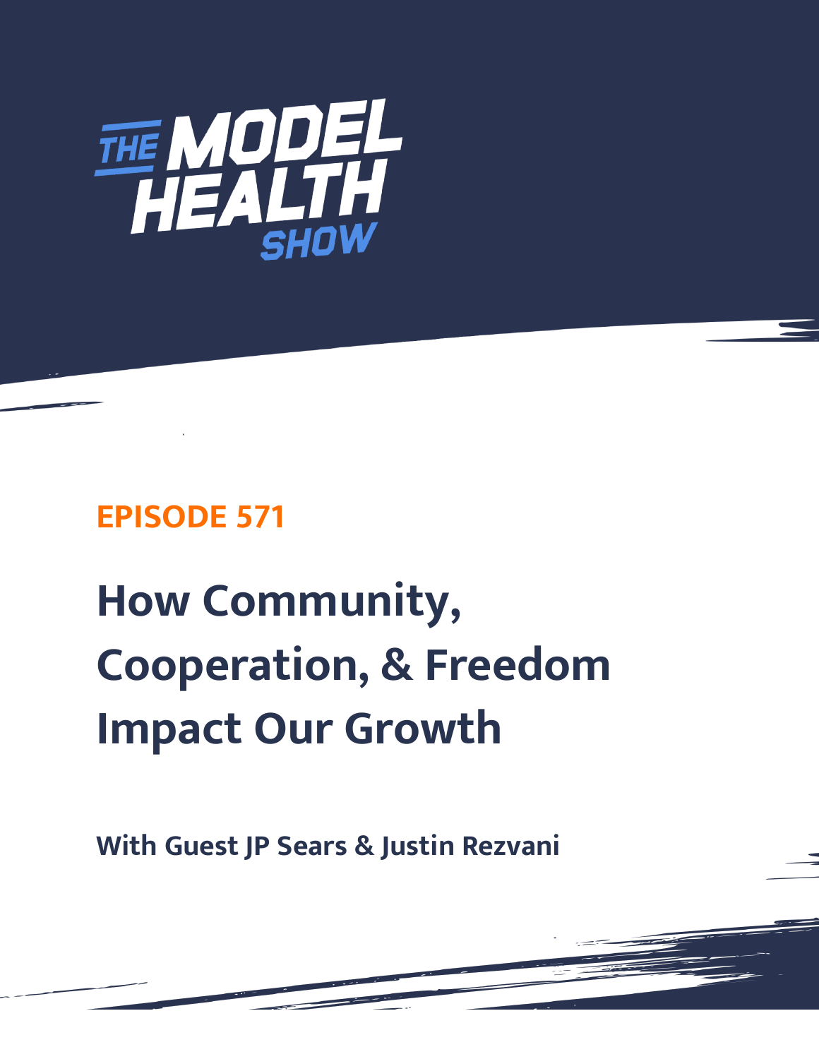THE MODEL HEALTH SHOW

**EPISODE 571**

# How Community, Cooperation, & Freedom Impact Our Growth

**With Guest JP Sears & Justin Rezvani**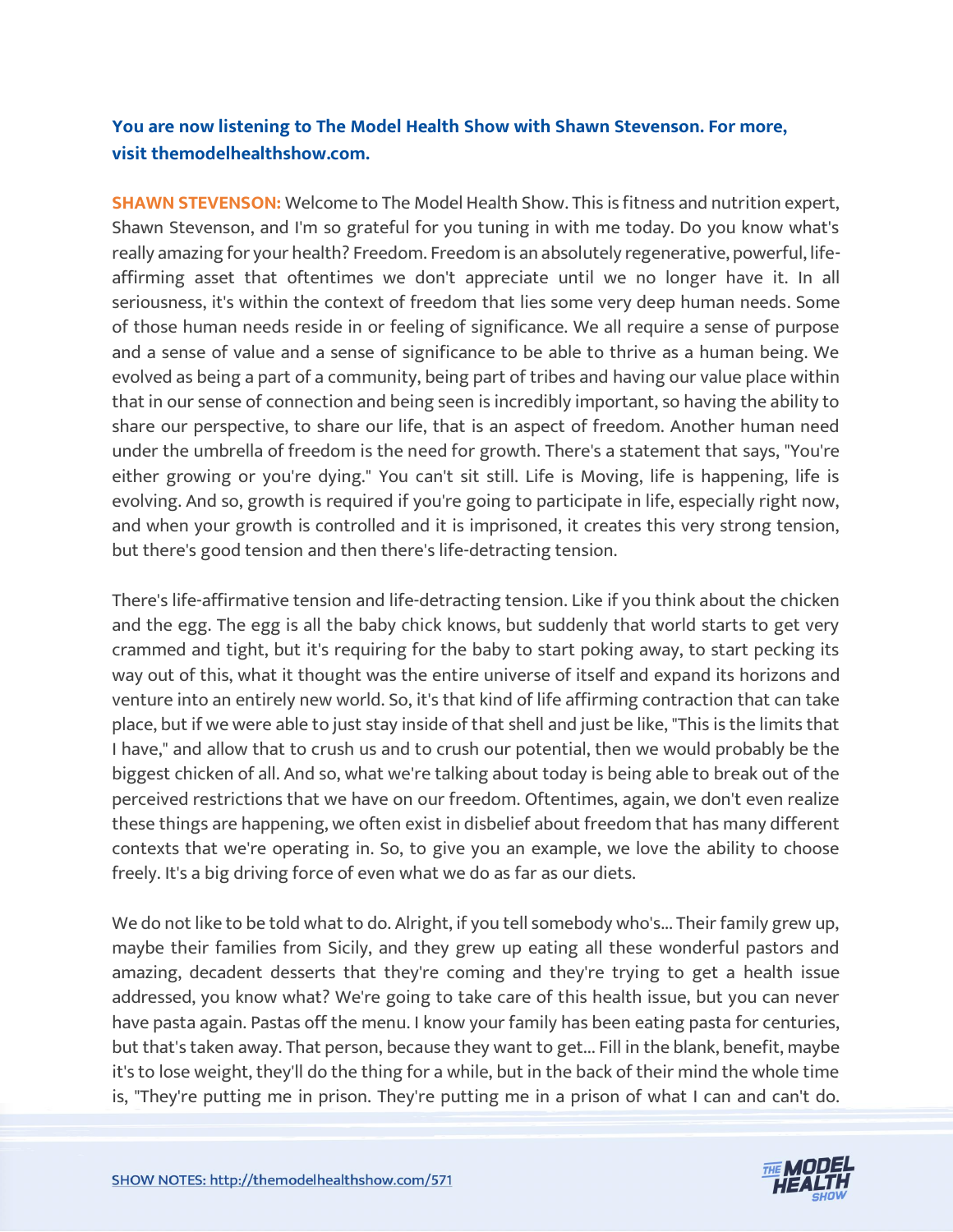**You are now listening to The Model Health Show with Shawn Stevenson. For more, visit themodelhealthshow.com.**

**SHAWN STEVENSON:** Welcome to The Model Health Show. This is fitness and nutrition expert, Shawn Stevenson, and I'm so grateful for you tuning in with me today. Do you know what's really amazing for your health? Freedom. Freedom is an absolutely regenerative, powerful, life-affirming asset that oftentimes we don't appreciate until we no longer have it. In all seriousness, it's within the context of freedom that lies some very deep human needs. Some of those human needs reside in or feeling of significance. We all require a sense of purpose and a sense of value and a sense of significance to be able to thrive as a human being. We evolved as being a part of a community, being part of tribes and having our value place within that in our sense of connection and being seen is incredibly important, so having the ability to share our perspective, to share our life, that is an aspect of freedom. Another human need under the umbrella of freedom is the need for growth. There's a statement that says, "You're either growing or you're dying." You can't sit still. Life is Moving, life is happening, life is evolving. And so, growth is required if you're going to participate in life, especially right now, and when your growth is controlled and it is imprisoned, it creates this very strong tension, but there's good tension and then there's life-detracting tension.

There's life-affirmative tension and life-detracting tension. Like if you think about the chicken and the egg. The egg is all the baby chick knows, but suddenly that world starts to get very crammed and tight, but it's requiring for the baby to start poking away, to start pecking its way out of this, what it thought was the entire universe of itself and expand its horizons and venture into an entirely new world. So, it's that kind of life affirming contraction that can take place, but if we were able to just stay inside of that shell and just be like, "This is the limits that I have," and allow that to crush us and to crush our potential, then we would probably be the biggest chicken of all. And so, what we're talking about today is being able to break out of the perceived restrictions that we have on our freedom. Oftentimes, again, we don't even realize these things are happening, we often exist in disbelief about freedom that has many different contexts that we're operating in. So, to give you an example, we love the ability to choose freely. It's a big driving force of even what we do as far as our diets.

We do not like to be told what to do. Alright, if you tell somebody who's... Their family grew up, maybe their families from Sicily, and they grew up eating all these wonderful pastors and amazing, decadent desserts that they're coming and they're trying to get a health issue addressed, you know what? We're going to take care of this health issue, but you can never have pasta again. Pastas off the menu. I know your family has been eating pasta for centuries, but that's taken away. That person, because they want to get... Fill in the blank, benefit, maybe it's to lose weight, they'll do the thing for a while, but in the back of their mind the whole time is, "They're putting me in prison. They're putting me in a prison of what I can and can't do.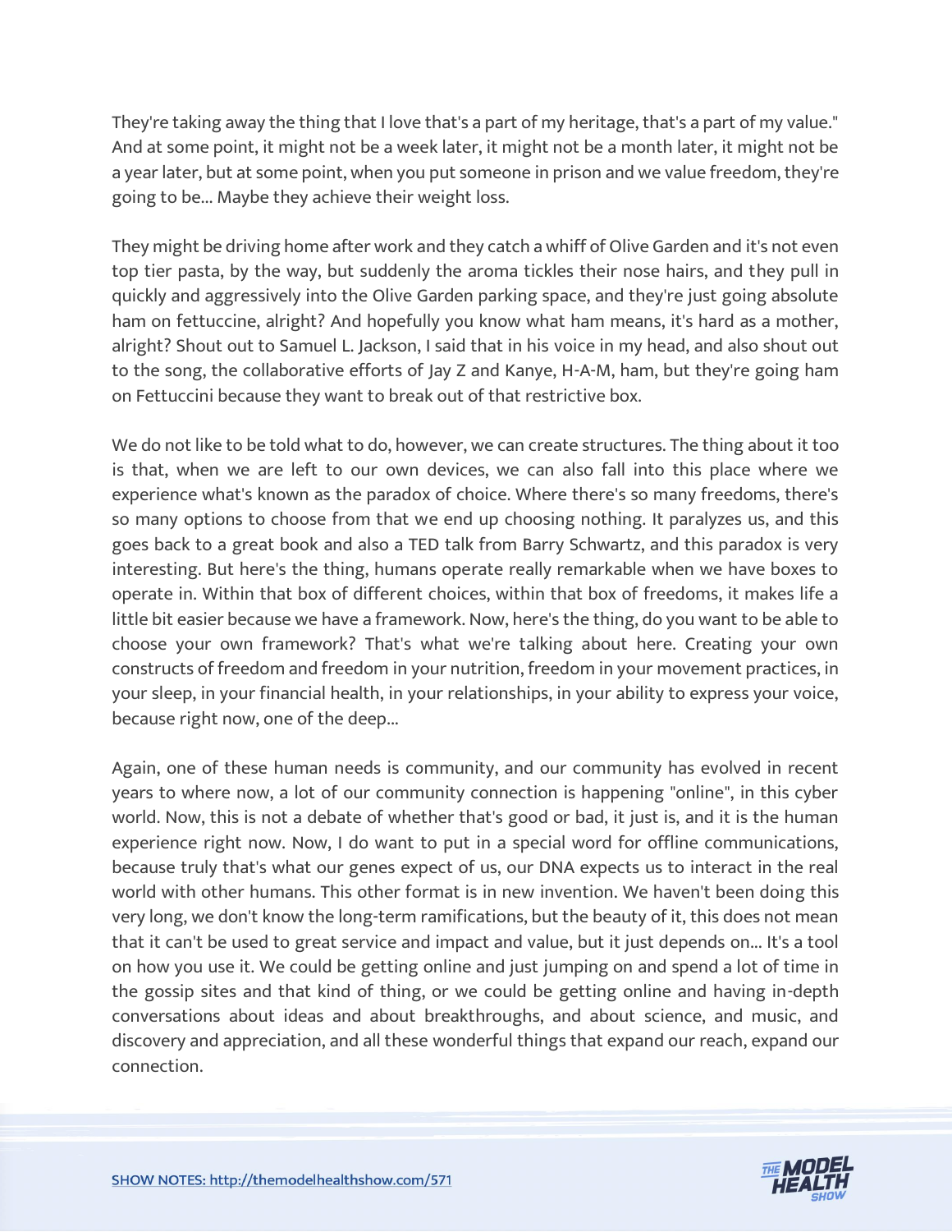They're taking away the thing that I love that's a part of my heritage, that's a part of my value." And at some point, it might not be a week later, it might not be a month later, it might not be a year later, but at some point, when you put someone in prison and we value freedom, they're going to be... Maybe they achieve their weight loss.

They might be driving home after work and they catch a whiff of Olive Garden and it's not even top tier pasta, by the way, but suddenly the aroma tickles their nose hairs, and they pull in quickly and aggressively into the Olive Garden parking space, and they're just going absolute ham on fettuccine, alright? And hopefully you know what ham means, it's hard as a mother, alright? Shout out to Samuel L. Jackson, I said that in his voice in my head, and also shout out to the song, the collaborative efforts of Jay Z and Kanye, H-A-M, ham, but they're going ham on Fettuccini because they want to break out of that restrictive box.

We do not like to be told what to do, however, we can create structures. The thing about it too is that, when we are left to our own devices, we can also fall into this place where we experience what's known as the paradox of choice. Where there's so many freedoms, there's so many options to choose from that we end up choosing nothing. It paralyzes us, and this goes back to a great book and also a TED talk from Barry Schwartz, and this paradox is very interesting. But here's the thing, humans operate really remarkable when we have boxes to operate in. Within that box of different choices, within that box of freedoms, it makes life a little bit easier because we have a framework. Now, here's the thing, do you want to be able to choose your own framework? That's what we're talking about here. Creating your own constructs of freedom and freedom in your nutrition, freedom in your movement practices, in your sleep, in your financial health, in your relationships, in your ability to express your voice, because right now, one of the deep...

Again, one of these human needs is community, and our community has evolved in recent years to where now, a lot of our community connection is happening "online", in this cyber world. Now, this is not a debate of whether that's good or bad, it just is, and it is the human experience right now. Now, I do want to put in a special word for offline communications, because truly that's what our genes expect of us, our DNA expects us to interact in the real world with other humans. This other format is in new invention. We haven't been doing this very long, we don't know the long-term ramifications, but the beauty of it, this does not mean that it can't be used to great service and impact and value, but it just depends on... It's a tool on how you use it. We could be getting online and just jumping on and spend a lot of time in the gossip sites and that kind of thing, or we could be getting online and having in-depth conversations about ideas and about breakthroughs, and about science, and music, and discovery and appreciation, and all these wonderful things that expand our reach, expand our connection.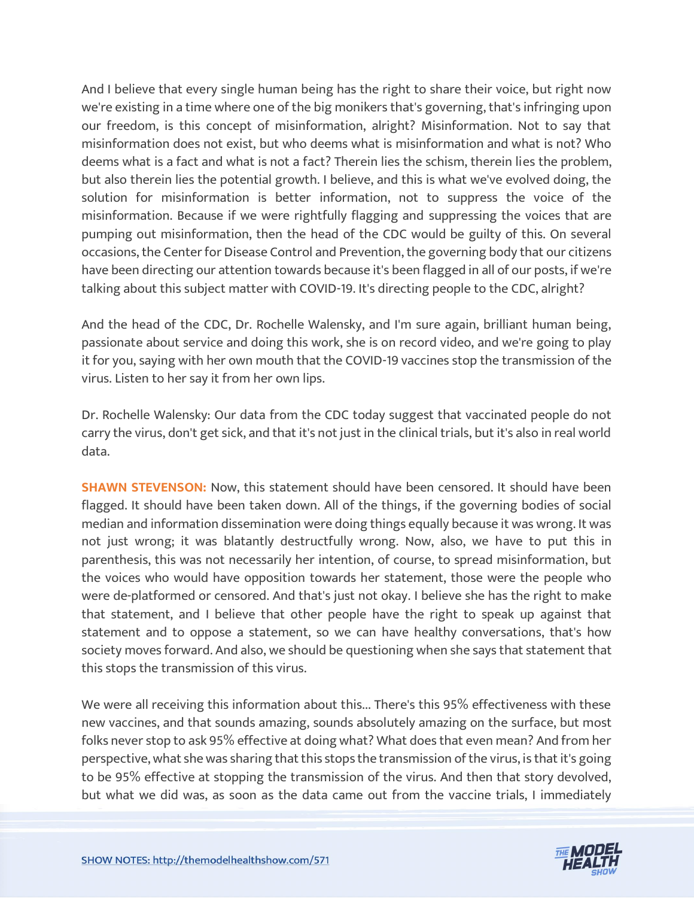And I believe that every single human being has the right to share their voice, but right now we're existing in a time where one of the big monikers that's governing, that's infringing upon our freedom, is this concept of misinformation, alright? Misinformation. Not to say that misinformation does not exist, but who deems what is misinformation and what is not? Who deems what is a fact and what is not a fact? Therein lies the schism, therein lies the problem, but also therein lies the potential growth. I believe, and this is what we've evolved doing, the solution for misinformation is better information, not to suppress the voice of the misinformation. Because if we were rightfully flagging and suppressing the voices that are pumping out misinformation, then the head of the CDC would be guilty of this. On several occasions, the Center for Disease Control and Prevention, the governing body that our citizens have been directing our attention towards because it's been flagged in all of our posts, if we're talking about this subject matter with COVID-19. It's directing people to the CDC, alright?

And the head of the CDC, Dr. Rochelle Walensky, and I'm sure again, brilliant human being, passionate about service and doing this work, she is on record video, and we're going to play it for you, saying with her own mouth that the COVID-19 vaccines stop the transmission of the virus. Listen to her say it from her own lips.

Dr. Rochelle Walensky: Our data from the CDC today suggest that vaccinated people do not carry the virus, don't get sick, and that it's not just in the clinical trials, but it's also in real world data.

**SHAWN STEVENSON:** Now, this statement should have been censored. It should have been flagged. It should have been taken down. All of the things, if the governing bodies of social median and information dissemination were doing things equally because it was wrong. It was not just wrong; it was blatantly destructfully wrong. Now, also, we have to put this in parenthesis, this was not necessarily her intention, of course, to spread misinformation, but the voices who would have opposition towards her statement, those were the people who were de-platformed or censored. And that's just not okay. I believe she has the right to make that statement, and I believe that other people have the right to speak up against that statement and to oppose a statement, so we can have healthy conversations, that's how society moves forward. And also, we should be questioning when she says that statement that this stops the transmission of this virus.

We were all receiving this information about this... There's this 95% effectiveness with these new vaccines, and that sounds amazing, sounds absolutely amazing on the surface, but most folks never stop to ask 95% effective at doing what? What does that even mean? And from her perspective, what she was sharing that this stops the transmission of the virus, is that it's going to be 95% effective at stopping the transmission of the virus. And then that story devolved, but what we did was, as soon as the data came out from the vaccine trials, I immediately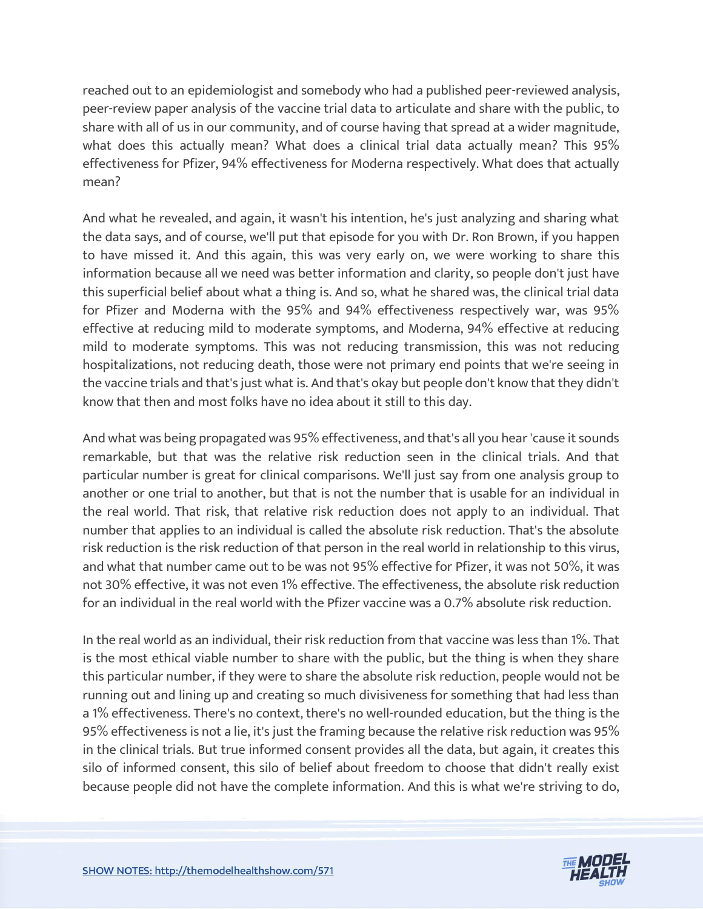reached out to an epidemiologist and somebody who had a published peer-reviewed analysis, peer-review paper analysis of the vaccine trial data to articulate and share with the public, to share with all of us in our community, and of course having that spread at a wider magnitude, what does this actually mean? What does a clinical trial data actually mean? This 95% effectiveness for Pfizer, 94% effectiveness for Moderna respectively. What does that actually mean?

And what he revealed, and again, it wasn't his intention, he's just analyzing and sharing what the data says, and of course, we'll put that episode for you with Dr. Ron Brown, if you happen to have missed it. And this again, this was very early on, we were working to share this information because all we need was better information and clarity, so people don't just have this superficial belief about what a thing is. And so, what he shared was, the clinical trial data for Pfizer and Moderna with the 95% and 94% effectiveness respectively war, was 95% effective at reducing mild to moderate symptoms, and Moderna, 94% effective at reducing mild to moderate symptoms. This was not reducing transmission, this was not reducing hospitalizations, not reducing death, those were not primary end points that we're seeing in the vaccine trials and that's just what is. And that's okay but people don't know that they didn't know that then and most folks have no idea about it still to this day.

And what was being propagated was 95% effectiveness, and that's all you hear 'cause it sounds remarkable, but that was the relative risk reduction seen in the clinical trials. And that particular number is great for clinical comparisons. We'll just say from one analysis group to another or one trial to another, but that is not the number that is usable for an individual in the real world. That risk, that relative risk reduction does not apply to an individual. That number that applies to an individual is called the absolute risk reduction. That's the absolute risk reduction is the risk reduction of that person in the real world in relationship to this virus, and what that number came out to be was not 95% effective for Pfizer, it was not 50%, it was not 30% effective, it was not even 1% effective. The effectiveness, the absolute risk reduction for an individual in the real world with the Pfizer vaccine was a 0.7% absolute risk reduction.

In the real world as an individual, their risk reduction from that vaccine was less than 1%. That is the most ethical viable number to share with the public, but the thing is when they share this particular number, if they were to share the absolute risk reduction, people would not be running out and lining up and creating so much divisiveness for something that had less than a 1% effectiveness. There's no context, there's no well-rounded education, but the thing is the 95% effectiveness is not a lie, it's just the framing because the relative risk reduction was 95% in the clinical trials. But true informed consent provides all the data, but again, it creates this silo of informed consent, this silo of belief about freedom to choose that didn't really exist because people did not have the complete information. And this is what we're striving to do,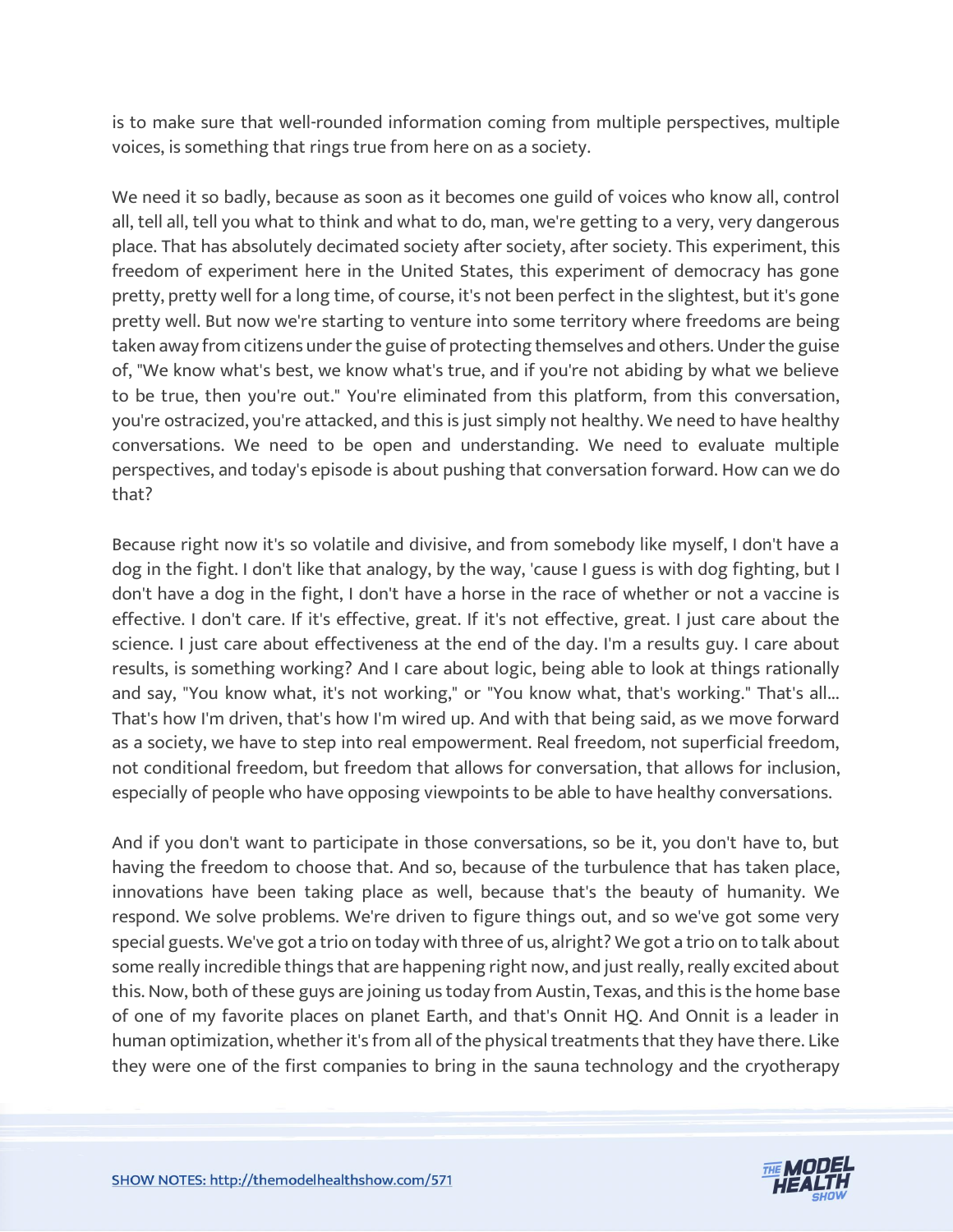is to make sure that well-rounded information coming from multiple perspectives, multiple voices, is something that rings true from here on as a society.

We need it so badly, because as soon as it becomes one guild of voices who know all, control all, tell all, tell you what to think and what to do, man, we're getting to a very, very dangerous place. That has absolutely decimated society after society, after society. This experiment, this freedom of experiment here in the United States, this experiment of democracy has gone pretty, pretty well for a long time, of course, it's not been perfect in the slightest, but it's gone pretty well. But now we're starting to venture into some territory where freedoms are being taken away from citizens under the guise of protecting themselves and others. Under the guise of, "We know what's best, we know what's true, and if you're not abiding by what we believe to be true, then you're out." You're eliminated from this platform, from this conversation, you're ostracized, you're attacked, and this is just simply not healthy. We need to have healthy conversations. We need to be open and understanding. We need to evaluate multiple perspectives, and today's episode is about pushing that conversation forward. How can we do that?

Because right now it's so volatile and divisive, and from somebody like myself, I don't have a dog in the fight. I don't like that analogy, by the way, 'cause I guess is with dog fighting, but I don't have a dog in the fight, I don't have a horse in the race of whether or not a vaccine is effective. I don't care. If it's effective, great. If it's not effective, great. I just care about the science. I just care about effectiveness at the end of the day. I'm a results guy. I care about results, is something working? And I care about logic, being able to look at things rationally and say, "You know what, it's not working," or "You know what, that's working." That's all... That's how I'm driven, that's how I'm wired up. And with that being said, as we move forward as a society, we have to step into real empowerment. Real freedom, not superficial freedom, not conditional freedom, but freedom that allows for conversation, that allows for inclusion, especially of people who have opposing viewpoints to be able to have healthy conversations.

And if you don't want to participate in those conversations, so be it, you don't have to, but having the freedom to choose that. And so, because of the turbulence that has taken place, innovations have been taking place as well, because that's the beauty of humanity. We respond. We solve problems. We're driven to figure things out, and so we've got some very special guests. We've got a trio on today with three of us, alright? We got a trio on to talk about some really incredible things that are happening right now, and just really, really excited about this. Now, both of these guys are joining us today from Austin, Texas, and this is the home base of one of my favorite places on planet Earth, and that's Onnit HQ. And Onnit is a leader in human optimization, whether it's from all of the physical treatments that they have there. Like they were one of the first companies to bring in the sauna technology and the cryotherapy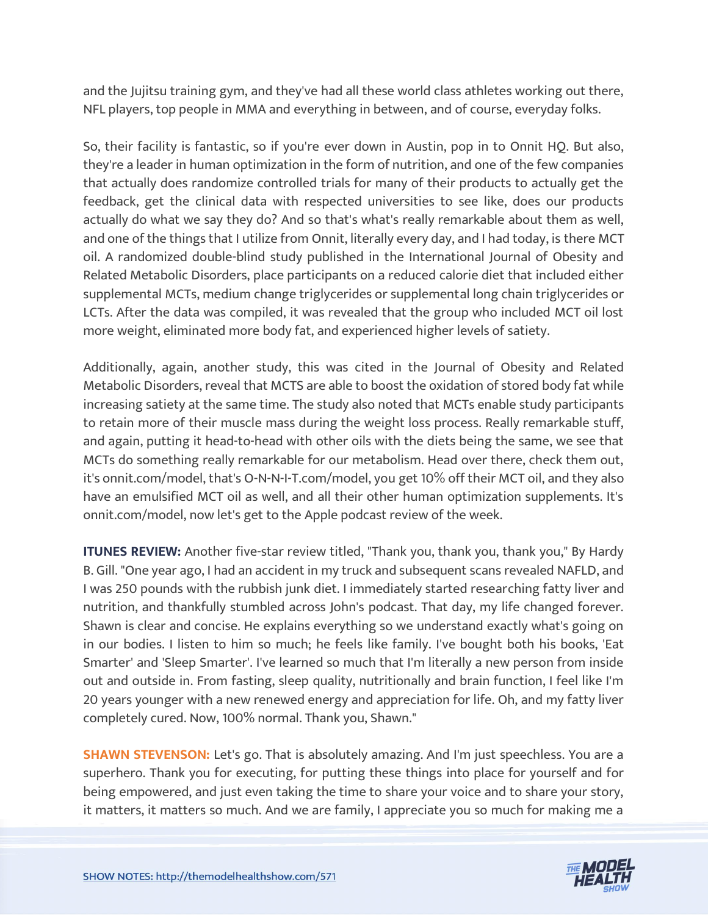and the Jujitsu training gym, and they've had all these world class athletes working out there, NFL players, top people in MMA and everything in between, and of course, everyday folks.

So, their facility is fantastic, so if you're ever down in Austin, pop in to Onnit HQ. But also, they're a leader in human optimization in the form of nutrition, and one of the few companies that actually does randomize controlled trials for many of their products to actually get the feedback, get the clinical data with respected universities to see like, does our products actually do what we say they do? And so that's what's really remarkable about them as well, and one of the things that I utilize from Onnit, literally every day, and I had today, is there MCT oil. A randomized double-blind study published in the International Journal of Obesity and Related Metabolic Disorders, place participants on a reduced calorie diet that included either supplemental MCTs, medium change triglycerides or supplemental long chain triglycerides or LCTs. After the data was compiled, it was revealed that the group who included MCT oil lost more weight, eliminated more body fat, and experienced higher levels of satiety.

Additionally, again, another study, this was cited in the Journal of Obesity and Related Metabolic Disorders, reveal that MCTS are able to boost the oxidation of stored body fat while increasing satiety at the same time. The study also noted that MCTs enable study participants to retain more of their muscle mass during the weight loss process. Really remarkable stuff, and again, putting it head-to-head with other oils with the diets being the same, we see that MCTs do something really remarkable for our metabolism. Head over there, check them out, it's onnit.com/model, that's O-N-N-I-T.com/model, you get 10% off their MCT oil, and they also have an emulsified MCT oil as well, and all their other human optimization supplements. It's onnit.com/model, now let's get to the Apple podcast review of the week.

**ITUNES REVIEW:** Another five-star review titled, "Thank you, thank you, thank you," By Hardy B. Gill. "One year ago, I had an accident in my truck and subsequent scans revealed NAFLD, and I was 250 pounds with the rubbish junk diet. I immediately started researching fatty liver and nutrition, and thankfully stumbled across John's podcast. That day, my life changed forever. Shawn is clear and concise. He explains everything so we understand exactly what's going on in our bodies. I listen to him so much; he feels like family. I've bought both his books, 'Eat Smarter' and 'Sleep Smarter'. I've learned so much that I'm literally a new person from inside out and outside in. From fasting, sleep quality, nutritionally and brain function, I feel like I'm 20 years younger with a new renewed energy and appreciation for life. Oh, and my fatty liver completely cured. Now, 100% normal. Thank you, Shawn."

**SHAWN STEVENSON:** Let's go. That is absolutely amazing. And I'm just speechless. You are a superhero. Thank you for executing, for putting these things into place for yourself and for being empowered, and just even taking the time to share your voice and to share your story, it matters, it matters so much. And we are family, I appreciate you so much for making me a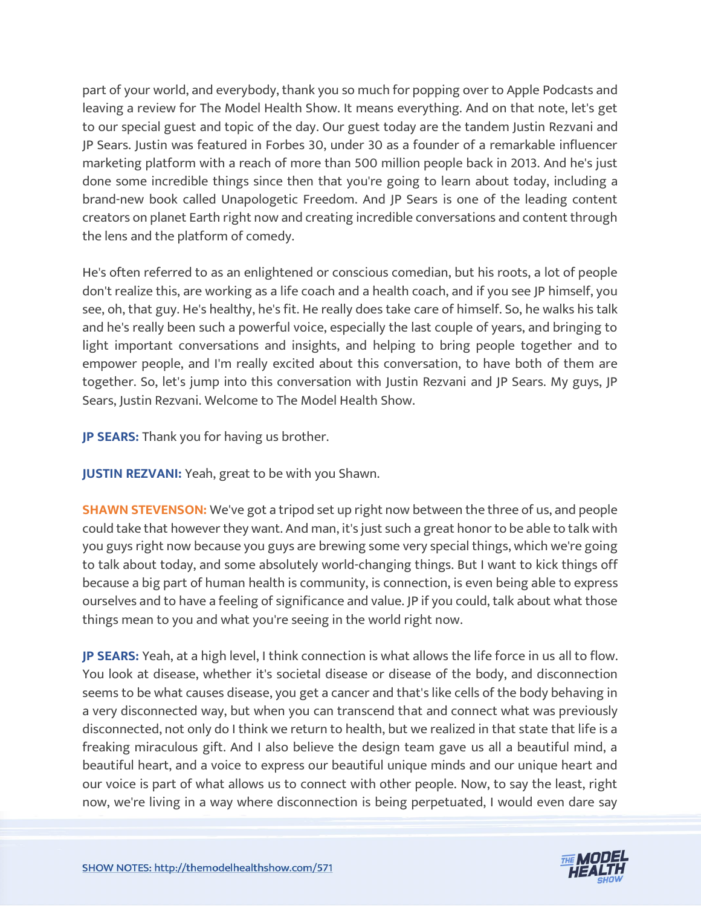part of your world, and everybody, thank you so much for popping over to Apple Podcasts and leaving a review for The Model Health Show. It means everything. And on that note, let's get to our special guest and topic of the day. Our guest today are the tandem Justin Rezvani and JP Sears. Justin was featured in Forbes 30, under 30 as a founder of a remarkable influencer marketing platform with a reach of more than 500 million people back in 2013. And he's just done some incredible things since then that you're going to learn about today, including a brand-new book called Unapologetic Freedom. And JP Sears is one of the leading content creators on planet Earth right now and creating incredible conversations and content through the lens and the platform of comedy.

He's often referred to as an enlightened or conscious comedian, but his roots, a lot of people don't realize this, are working as a life coach and a health coach, and if you see JP himself, you see, oh, that guy. He's healthy, he's fit. He really does take care of himself. So, he walks his talk and he's really been such a powerful voice, especially the last couple of years, and bringing to light important conversations and insights, and helping to bring people together and to empower people, and I'm really excited about this conversation, to have both of them are together. So, let's jump into this conversation with Justin Rezvani and JP Sears. My guys, JP Sears, Justin Rezvani. Welcome to The Model Health Show.

**JP SEARS:** Thank you for having us brother.

**JUSTIN REZVANI:** Yeah, great to be with you Shawn.

**SHAWN STEVENSON:** We've got a tripod set up right now between the three of us, and people could take that however they want. And man, it's just such a great honor to be able to talk with you guys right now because you guys are brewing some very special things, which we're going to talk about today, and some absolutely world-changing things. But I want to kick things off because a big part of human health is community, is connection, is even being able to express ourselves and to have a feeling of significance and value. JP if you could, talk about what those things mean to you and what you're seeing in the world right now.

**JP SEARS:** Yeah, at a high level, I think connection is what allows the life force in us all to flow. You look at disease, whether it's societal disease or disease of the body, and disconnection seems to be what causes disease, you get a cancer and that's like cells of the body behaving in a very disconnected way, but when you can transcend that and connect what was previously disconnected, not only do I think we return to health, but we realized in that state that life is a freaking miraculous gift. And I also believe the design team gave us all a beautiful mind, a beautiful heart, and a voice to express our beautiful unique minds and our unique heart and our voice is part of what allows us to connect with other people. Now, to say the least, right now, we're living in a way where disconnection is being perpetuated, I would even dare say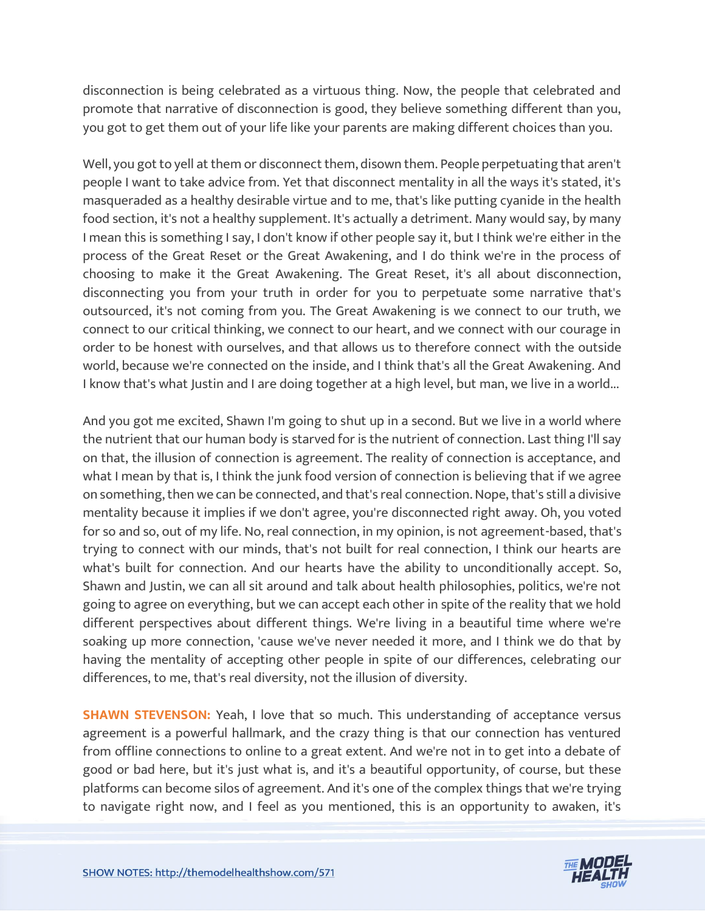disconnection is being celebrated as a virtuous thing. Now, the people that celebrated and promote that narrative of disconnection is good, they believe something different than you, you got to get them out of your life like your parents are making different choices than you.

Well, you got to yell at them or disconnect them, disown them. People perpetuating that aren't people I want to take advice from. Yet that disconnect mentality in all the ways it's stated, it's masqueraded as a healthy desirable virtue and to me, that's like putting cyanide in the health food section, it's not a healthy supplement. It's actually a detriment. Many would say, by many I mean this is something I say, I don't know if other people say it, but I think we're either in the process of the Great Reset or the Great Awakening, and I do think we're in the process of choosing to make it the Great Awakening. The Great Reset, it's all about disconnection, disconnecting you from your truth in order for you to perpetuate some narrative that's outsourced, it's not coming from you. The Great Awakening is we connect to our truth, we connect to our critical thinking, we connect to our heart, and we connect with our courage in order to be honest with ourselves, and that allows us to therefore connect with the outside world, because we're connected on the inside, and I think that's all the Great Awakening. And I know that's what Justin and I are doing together at a high level, but man, we live in a world...

And you got me excited, Shawn I'm going to shut up in a second. But we live in a world where the nutrient that our human body is starved for is the nutrient of connection. Last thing I'll say on that, the illusion of connection is agreement. The reality of connection is acceptance, and what I mean by that is, I think the junk food version of connection is believing that if we agree on something, then we can be connected, and that's real connection. Nope, that's still a divisive mentality because it implies if we don't agree, you're disconnected right away. Oh, you voted for so and so, out of my life. No, real connection, in my opinion, is not agreement-based, that's trying to connect with our minds, that's not built for real connection, I think our hearts are what's built for connection. And our hearts have the ability to unconditionally accept. So, Shawn and Justin, we can all sit around and talk about health philosophies, politics, we're not going to agree on everything, but we can accept each other in spite of the reality that we hold different perspectives about different things. We're living in a beautiful time where we're soaking up more connection, 'cause we've never needed it more, and I think we do that by having the mentality of accepting other people in spite of our differences, celebrating our differences, to me, that's real diversity, not the illusion of diversity.

**SHAWN STEVENSON:** Yeah, I love that so much. This understanding of acceptance versus agreement is a powerful hallmark, and the crazy thing is that our connection has ventured from offline connections to online to a great extent. And we're not in to get into a debate of good or bad here, but it's just what is, and it's a beautiful opportunity, of course, but these platforms can become silos of agreement. And it's one of the complex things that we're trying to navigate right now, and I feel as you mentioned, this is an opportunity to awaken, it's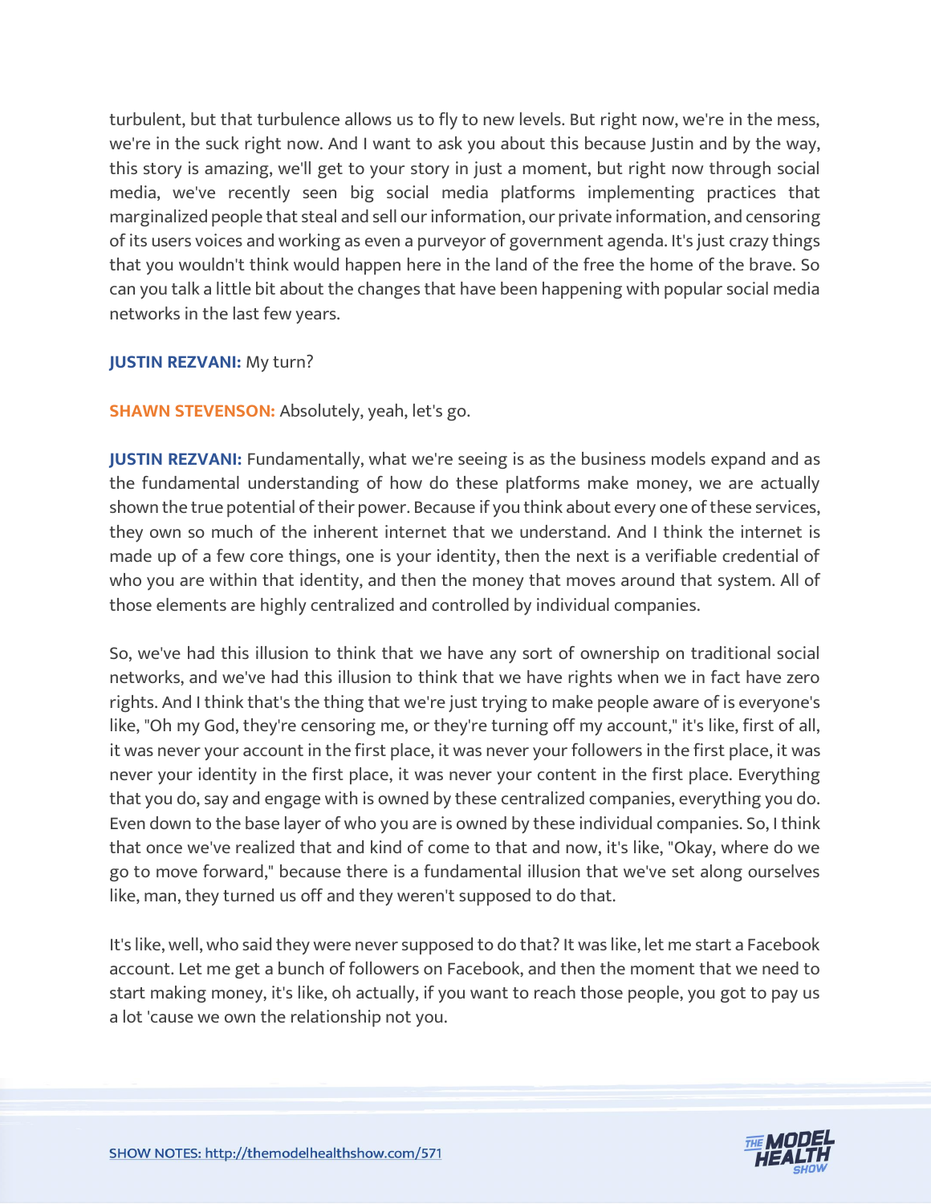turbulent, but that turbulence allows us to fly to new levels. But right now, we're in the mess, we're in the suck right now. And I want to ask you about this because Justin and by the way, this story is amazing, we'll get to your story in just a moment, but right now through social media, we've recently seen big social media platforms implementing practices that marginalized people that steal and sell our information, our private information, and censoring of its users voices and working as even a purveyor of government agenda. It's just crazy things that you wouldn't think would happen here in the land of the free the home of the brave. So can you talk a little bit about the changes that have been happening with popular social media networks in the last few years.

**JUSTIN REZVANI:** My turn?

**SHAWN STEVENSON:** Absolutely, yeah, let's go.

**JUSTIN REZVANI:** Fundamentally, what we're seeing is as the business models expand and as the fundamental understanding of how do these platforms make money, we are actually shown the true potential of their power. Because if you think about every one of these services, they own so much of the inherent internet that we understand. And I think the internet is made up of a few core things, one is your identity, then the next is a verifiable credential of who you are within that identity, and then the money that moves around that system. All of those elements are highly centralized and controlled by individual companies.

So, we've had this illusion to think that we have any sort of ownership on traditional social networks, and we've had this illusion to think that we have rights when we in fact have zero rights. And I think that's the thing that we're just trying to make people aware of is everyone's like, "Oh my God, they're censoring me, or they're turning off my account," it's like, first of all, it was never your account in the first place, it was never your followers in the first place, it was never your identity in the first place, it was never your content in the first place. Everything that you do, say and engage with is owned by these centralized companies, everything you do. Even down to the base layer of who you are is owned by these individual companies. So, I think that once we've realized that and kind of come to that and now, it's like, "Okay, where do we go to move forward," because there is a fundamental illusion that we've set along ourselves like, man, they turned us off and they weren't supposed to do that.

It's like, well, who said they were never supposed to do that? It was like, let me start a Facebook account. Let me get a bunch of followers on Facebook, and then the moment that we need to start making money, it's like, oh actually, if you want to reach those people, you got to pay us a lot 'cause we own the relationship not you.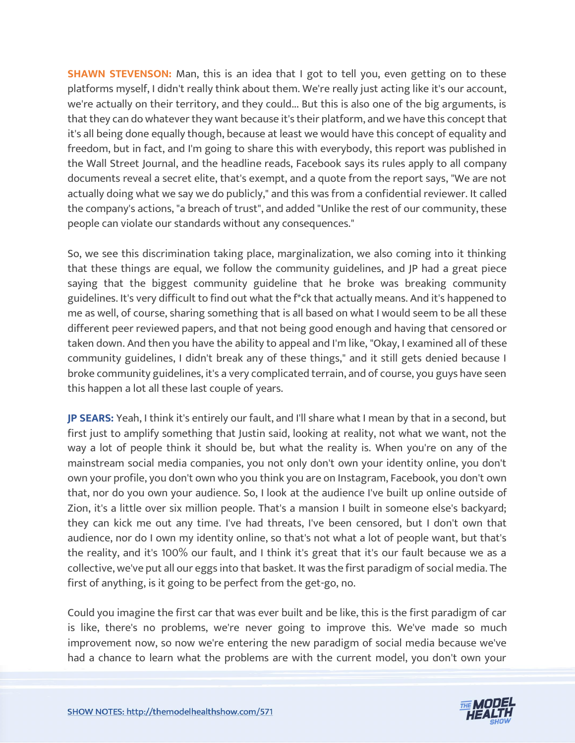**SHAWN STEVENSON:** Man, this is an idea that I got to tell you, even getting on to these platforms myself, I didn't really think about them. We're really just acting like it's our account, we're actually on their territory, and they could... But this is also one of the big arguments, is that they can do whatever they want because it's their platform, and we have this concept that it's all being done equally though, because at least we would have this concept of equality and freedom, but in fact, and I'm going to share this with everybody, this report was published in the Wall Street Journal, and the headline reads, Facebook says its rules apply to all company documents reveal a secret elite, that's exempt, and a quote from the report says, "We are not actually doing what we say we do publicly," and this was from a confidential reviewer. It called the company's actions, "a breach of trust", and added "Unlike the rest of our community, these people can violate our standards without any consequences."

So, we see this discrimination taking place, marginalization, we also coming into it thinking that these things are equal, we follow the community guidelines, and JP had a great piece saying that the biggest community guideline that he broke was breaking community guidelines. It's very difficult to find out what the f*ck that actually means. And it's happened to me as well, of course, sharing something that is all based on what I would seem to be all these different peer reviewed papers, and that not being good enough and having that censored or taken down. And then you have the ability to appeal and I'm like, "Okay, I examined all of these community guidelines, I didn't break any of these things," and it still gets denied because I broke community guidelines, it's a very complicated terrain, and of course, you guys have seen this happen a lot all these last couple of years.

**JP SEARS:** Yeah, I think it's entirely our fault, and I'll share what I mean by that in a second, but first just to amplify something that Justin said, looking at reality, not what we want, not the way a lot of people think it should be, but what the reality is. When you're on any of the mainstream social media companies, you not only don't own your identity online, you don't own your profile, you don't own who you think you are on Instagram, Facebook, you don't own that, nor do you own your audience. So, I look at the audience I've built up online outside of Zion, it's a little over six million people. That's a mansion I built in someone else's backyard; they can kick me out any time. I've had threats, I've been censored, but I don't own that audience, nor do I own my identity online, so that's not what a lot of people want, but that's the reality, and it's 100% our fault, and I think it's great that it's our fault because we as a collective, we've put all our eggs into that basket. It was the first paradigm of social media. The first of anything, is it going to be perfect from the get-go, no.

Could you imagine the first car that was ever built and be like, this is the first paradigm of car is like, there's no problems, we're never going to improve this. We've made so much improvement now, so now we're entering the new paradigm of social media because we've had a chance to learn what the problems are with the current model, you don't own your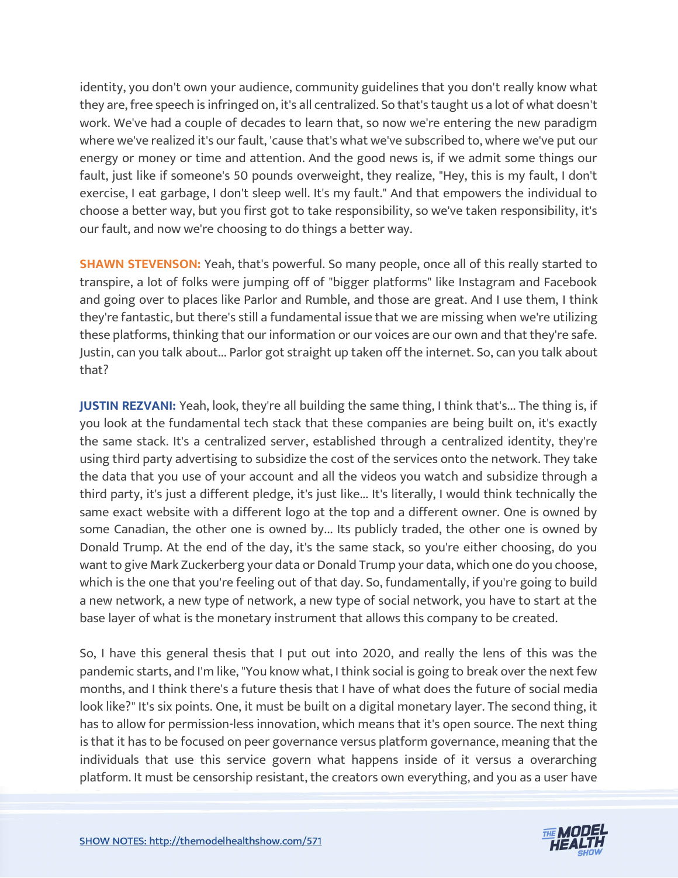identity, you don't own your audience, community guidelines that you don't really know what they are, free speech is infringed on, it's all centralized. So that's taught us a lot of what doesn't work. We've had a couple of decades to learn that, so now we're entering the new paradigm where we've realized it's our fault, 'cause that's what we've subscribed to, where we've put our energy or money or time and attention. And the good news is, if we admit some things our fault, just like if someone's 50 pounds overweight, they realize, "Hey, this is my fault, I don't exercise, I eat garbage, I don't sleep well. It's my fault." And that empowers the individual to choose a better way, but you first got to take responsibility, so we've taken responsibility, it's our fault, and now we're choosing to do things a better way.

**SHAWN STEVENSON:** Yeah, that's powerful. So many people, once all of this really started to transpire, a lot of folks were jumping off of "bigger platforms" like Instagram and Facebook and going over to places like Parlor and Rumble, and those are great. And I use them, I think they're fantastic, but there's still a fundamental issue that we are missing when we're utilizing these platforms, thinking that our information or our voices are our own and that they're safe. Justin, can you talk about... Parlor got straight up taken off the internet. So, can you talk about that?

**JUSTIN REZVANI:** Yeah, look, they're all building the same thing, I think that's... The thing is, if you look at the fundamental tech stack that these companies are being built on, it's exactly the same stack. It's a centralized server, established through a centralized identity, they're using third party advertising to subsidize the cost of the services onto the network. They take the data that you use of your account and all the videos you watch and subsidize through a third party, it's just a different pledge, it's just like... It's literally, I would think technically the same exact website with a different logo at the top and a different owner. One is owned by some Canadian, the other one is owned by... Its publicly traded, the other one is owned by Donald Trump. At the end of the day, it's the same stack, so you're either choosing, do you want to give Mark Zuckerberg your data or Donald Trump your data, which one do you choose, which is the one that you're feeling out of that day. So, fundamentally, if you're going to build a new network, a new type of network, a new type of social network, you have to start at the base layer of what is the monetary instrument that allows this company to be created.

So, I have this general thesis that I put out into 2020, and really the lens of this was the pandemic starts, and I'm like, "You know what, I think social is going to break over the next few months, and I think there's a future thesis that I have of what does the future of social media look like?" It's six points. One, it must be built on a digital monetary layer. The second thing, it has to allow for permission-less innovation, which means that it's open source. The next thing is that it has to be focused on peer governance versus platform governance, meaning that the individuals that use this service govern what happens inside of it versus a overarching platform. It must be censorship resistant, the creators own everything, and you as a user have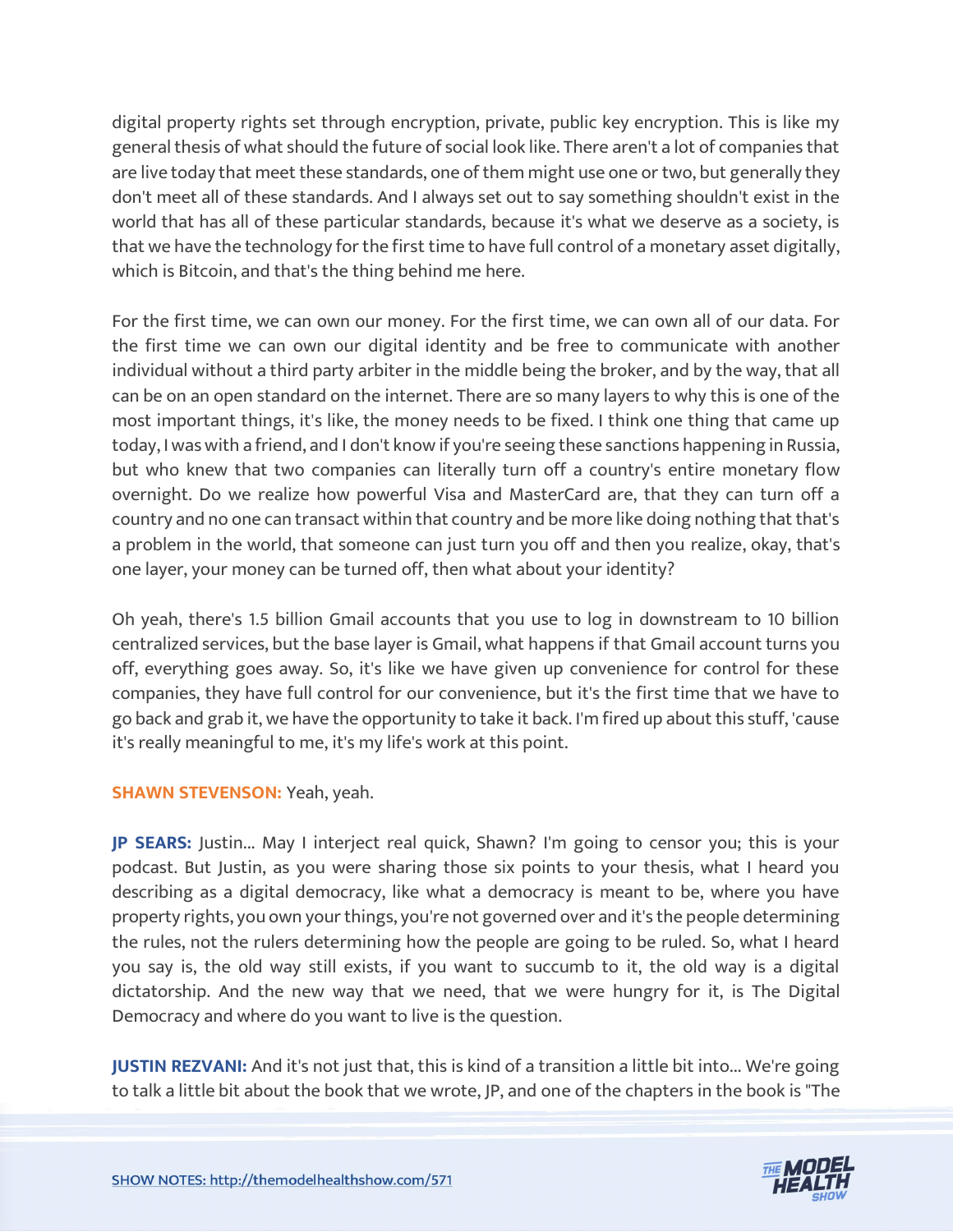digital property rights set through encryption, private, public key encryption. This is like my general thesis of what should the future of social look like. There aren't a lot of companies that are live today that meet these standards, one of them might use one or two, but generally they don't meet all of these standards. And I always set out to say something shouldn't exist in the world that has all of these particular standards, because it's what we deserve as a society, is that we have the technology for the first time to have full control of a monetary asset digitally, which is Bitcoin, and that's the thing behind me here.

For the first time, we can own our money. For the first time, we can own all of our data. For the first time we can own our digital identity and be free to communicate with another individual without a third party arbiter in the middle being the broker, and by the way, that all can be on an open standard on the internet. There are so many layers to why this is one of the most important things, it's like, the money needs to be fixed. I think one thing that came up today, I was with a friend, and I don't know if you're seeing these sanctions happening in Russia, but who knew that two companies can literally turn off a country's entire monetary flow overnight. Do we realize how powerful Visa and MasterCard are, that they can turn off a country and no one can transact within that country and be more like doing nothing that that's a problem in the world, that someone can just turn you off and then you realize, okay, that's one layer, your money can be turned off, then what about your identity?

Oh yeah, there's 1.5 billion Gmail accounts that you use to log in downstream to 10 billion centralized services, but the base layer is Gmail, what happens if that Gmail account turns you off, everything goes away. So, it's like we have given up convenience for control for these companies, they have full control for our convenience, but it's the first time that we have to go back and grab it, we have the opportunity to take it back. I'm fired up about this stuff, 'cause it's really meaningful to me, it's my life's work at this point.

**SHAWN STEVENSON:** Yeah, yeah.

**JP SEARS:** Justin... May I interject real quick, Shawn? I'm going to censor you; this is your podcast. But Justin, as you were sharing those six points to your thesis, what I heard you describing as a digital democracy, like what a democracy is meant to be, where you have property rights, you own your things, you're not governed over and it's the people determining the rules, not the rulers determining how the people are going to be ruled. So, what I heard you say is, the old way still exists, if you want to succumb to it, the old way is a digital dictatorship. And the new way that we need, that we were hungry for it, is The Digital Democracy and where do you want to live is the question.

**JUSTIN REZVANI:** And it's not just that, this is kind of a transition a little bit into... We're going to talk a little bit about the book that we wrote, JP, and one of the chapters in the book is "The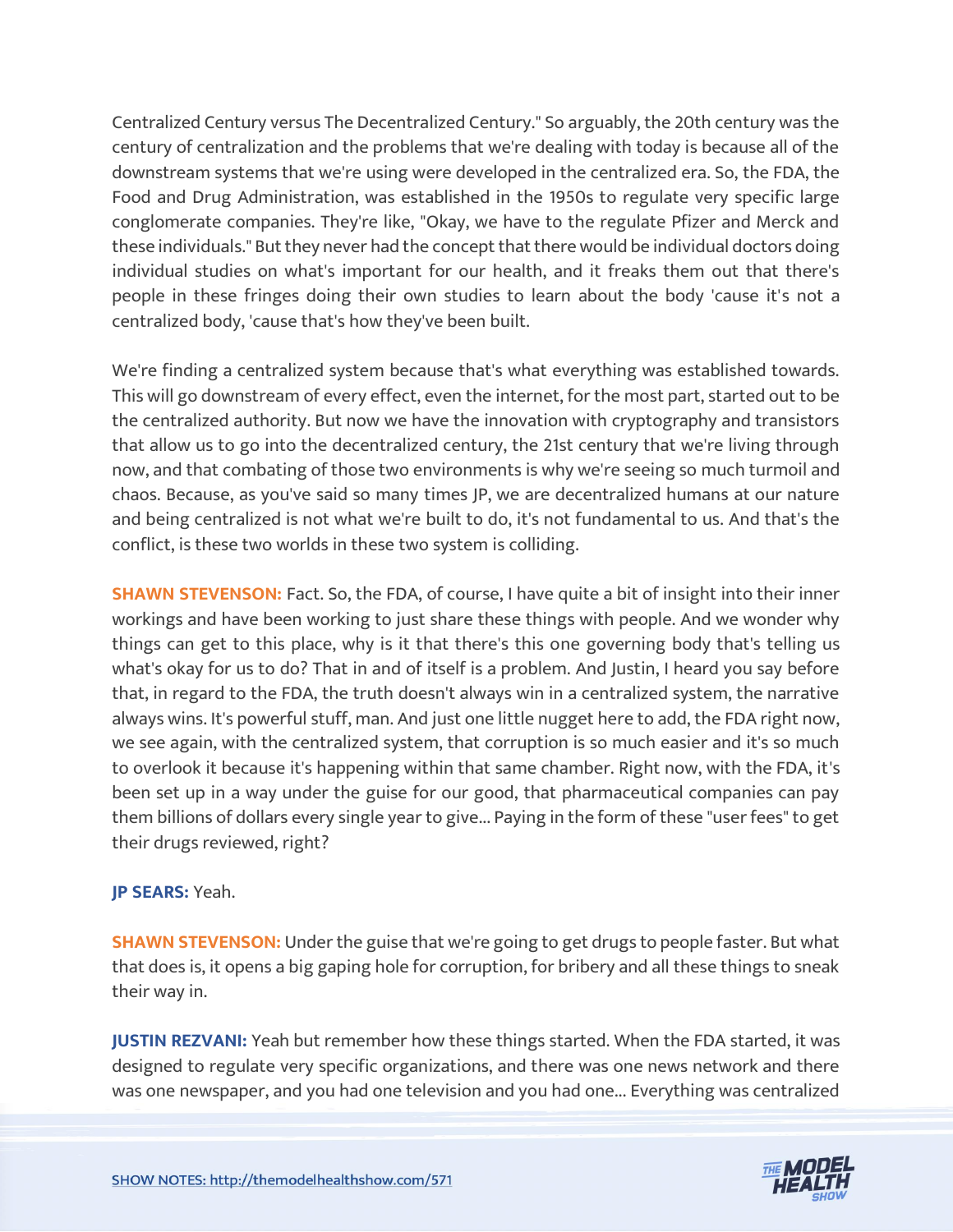Centralized Century versus The Decentralized Century." So arguably, the 20th century was the century of centralization and the problems that we're dealing with today is because all of the downstream systems that we're using were developed in the centralized era. So, the FDA, the Food and Drug Administration, was established in the 1950s to regulate very specific large conglomerate companies. They're like, "Okay, we have to the regulate Pfizer and Merck and these individuals." But they never had the concept that there would be individual doctors doing individual studies on what's important for our health, and it freaks them out that there's people in these fringes doing their own studies to learn about the body 'cause it's not a centralized body, 'cause that's how they've been built.

We're finding a centralized system because that's what everything was established towards. This will go downstream of every effect, even the internet, for the most part, started out to be the centralized authority. But now we have the innovation with cryptography and transistors that allow us to go into the decentralized century, the 21st century that we're living through now, and that combating of those two environments is why we're seeing so much turmoil and chaos. Because, as you've said so many times JP, we are decentralized humans at our nature and being centralized is not what we're built to do, it's not fundamental to us. And that's the conflict, is these two worlds in these two system is colliding.

**SHAWN STEVENSON:** Fact. So, the FDA, of course, I have quite a bit of insight into their inner workings and have been working to just share these things with people. And we wonder why things can get to this place, why is it that there's this one governing body that's telling us what's okay for us to do? That in and of itself is a problem. And Justin, I heard you say before that, in regard to the FDA, the truth doesn't always win in a centralized system, the narrative always wins. It's powerful stuff, man. And just one little nugget here to add, the FDA right now, we see again, with the centralized system, that corruption is so much easier and it's so much to overlook it because it's happening within that same chamber. Right now, with the FDA, it's been set up in a way under the guise for our good, that pharmaceutical companies can pay them billions of dollars every single year to give... Paying in the form of these "user fees" to get their drugs reviewed, right?

**JP SEARS:** Yeah.

**SHAWN STEVENSON:** Under the guise that we're going to get drugs to people faster. But what that does is, it opens a big gaping hole for corruption, for bribery and all these things to sneak their way in.

**JUSTIN REZVANI:** Yeah but remember how these things started. When the FDA started, it was designed to regulate very specific organizations, and there was one news network and there was one newspaper, and you had one television and you had one... Everything was centralized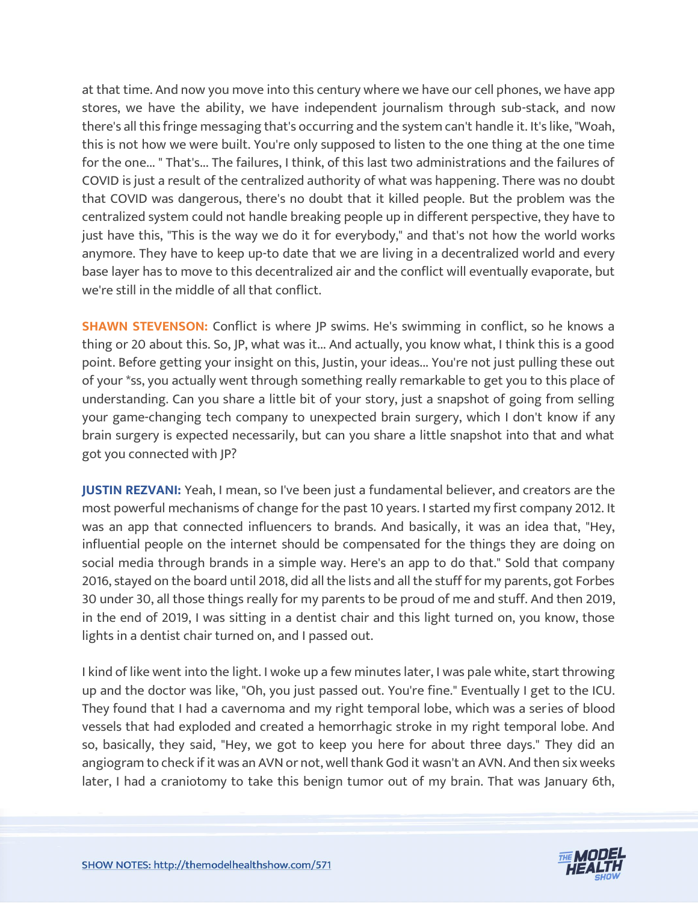at that time. And now you move into this century where we have our cell phones, we have app stores, we have the ability, we have independent journalism through sub-stack, and now there's all this fringe messaging that's occurring and the system can't handle it. It's like, "Woah, this is not how we were built. You're only supposed to listen to the one thing at the one time for the one... " That's... The failures, I think, of this last two administrations and the failures of COVID is just a result of the centralized authority of what was happening. There was no doubt that COVID was dangerous, there's no doubt that it killed people. But the problem was the centralized system could not handle breaking people up in different perspective, they have to just have this, "This is the way we do it for everybody," and that's not how the world works anymore. They have to keep up-to date that we are living in a decentralized world and every base layer has to move to this decentralized air and the conflict will eventually evaporate, but we're still in the middle of all that conflict.

**SHAWN STEVENSON:** Conflict is where JP swims. He's swimming in conflict, so he knows a thing or 20 about this. So, JP, what was it... And actually, you know what, I think this is a good point. Before getting your insight on this, Justin, your ideas... You're not just pulling these out of your *ss, you actually went through something really remarkable to get you to this place of understanding. Can you share a little bit of your story, just a snapshot of going from selling your game-changing tech company to unexpected brain surgery, which I don't know if any brain surgery is expected necessarily, but can you share a little snapshot into that and what got you connected with JP?

**JUSTIN REZVANI:** Yeah, I mean, so I've been just a fundamental believer, and creators are the most powerful mechanisms of change for the past 10 years. I started my first company 2012. It was an app that connected influencers to brands. And basically, it was an idea that, "Hey, influential people on the internet should be compensated for the things they are doing on social media through brands in a simple way. Here's an app to do that." Sold that company 2016, stayed on the board until 2018, did all the lists and all the stuff for my parents, got Forbes 30 under 30, all those things really for my parents to be proud of me and stuff. And then 2019, in the end of 2019, I was sitting in a dentist chair and this light turned on, you know, those lights in a dentist chair turned on, and I passed out.

I kind of like went into the light. I woke up a few minutes later, I was pale white, start throwing up and the doctor was like, "Oh, you just passed out. You're fine." Eventually I get to the ICU. They found that I had a cavernoma and my right temporal lobe, which was a series of blood vessels that had exploded and created a hemorrhagic stroke in my right temporal lobe. And so, basically, they said, "Hey, we got to keep you here for about three days." They did an angiogram to check if it was an AVN or not, well thank God it wasn't an AVN. And then six weeks later, I had a craniotomy to take this benign tumor out of my brain. That was January 6th,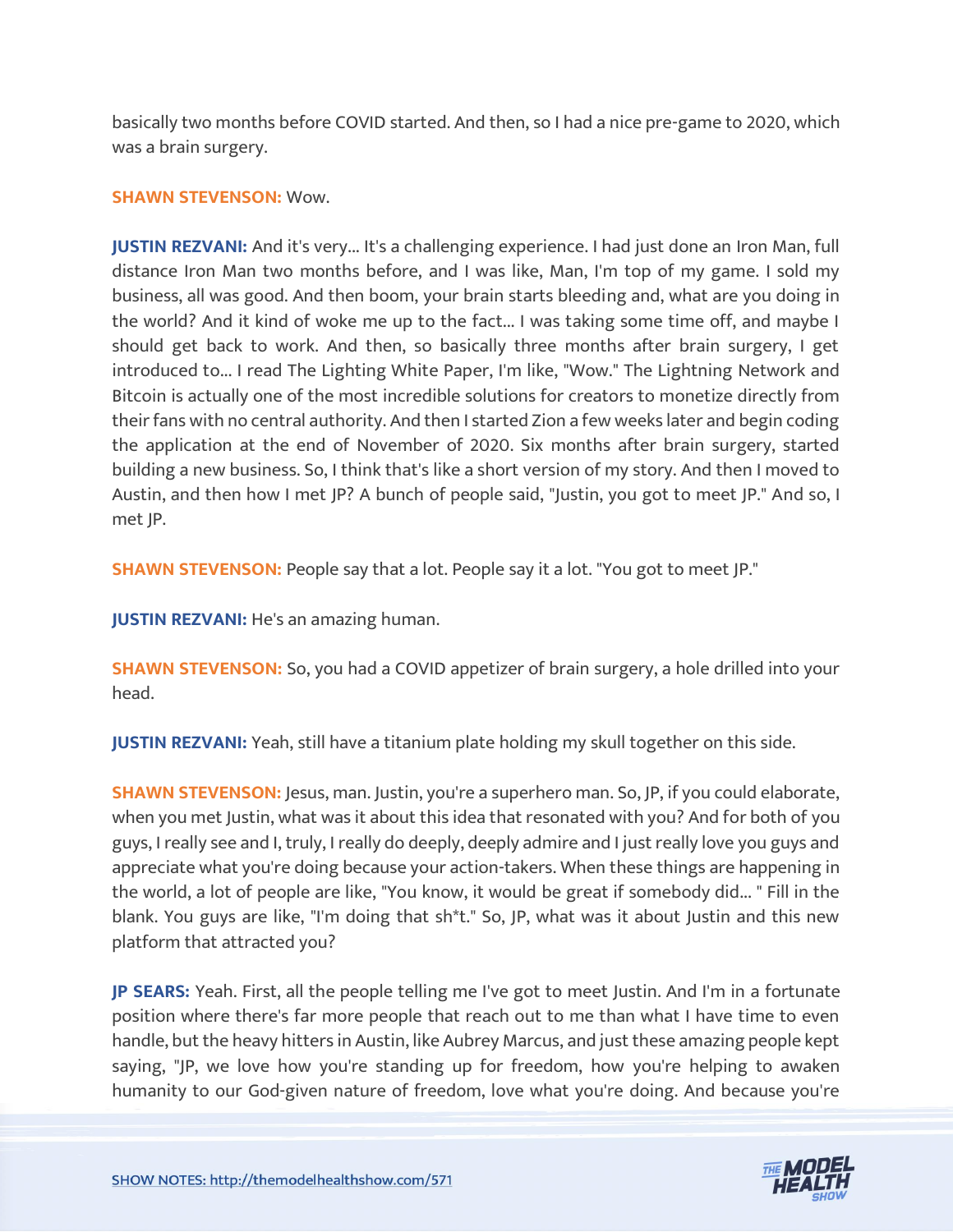basically two months before COVID started. And then, so I had a nice pre-game to 2020, which was a brain surgery.

**SHAWN STEVENSON:** Wow.

**JUSTIN REZVANI:** And it's very... It's a challenging experience. I had just done an Iron Man, full distance Iron Man two months before, and I was like, Man, I'm top of my game. I sold my business, all was good. And then boom, your brain starts bleeding and, what are you doing in the world? And it kind of woke me up to the fact... I was taking some time off, and maybe I should get back to work. And then, so basically three months after brain surgery, I get introduced to... I read The Lighting White Paper, I'm like, "Wow." The Lightning Network and Bitcoin is actually one of the most incredible solutions for creators to monetize directly from their fans with no central authority. And then I started Zion a few weeks later and begin coding the application at the end of November of 2020. Six months after brain surgery, started building a new business. So, I think that's like a short version of my story. And then I moved to Austin, and then how I met JP? A bunch of people said, "Justin, you got to meet JP." And so, I met JP.

**SHAWN STEVENSON:** People say that a lot. People say it a lot. "You got to meet JP."

**JUSTIN REZVANI:** He's an amazing human.

**SHAWN STEVENSON:** So, you had a COVID appetizer of brain surgery, a hole drilled into your head.

**JUSTIN REZVANI:** Yeah, still have a titanium plate holding my skull together on this side.

**SHAWN STEVENSON:** Jesus, man. Justin, you're a superhero man. So, JP, if you could elaborate, when you met Justin, what was it about this idea that resonated with you? And for both of you guys, I really see and I, truly, I really do deeply, deeply admire and I just really love you guys and appreciate what you're doing because your action-takers. When these things are happening in the world, a lot of people are like, "You know, it would be great if somebody did... " Fill in the blank. You guys are like, "I'm doing that sh*t." So, JP, what was it about Justin and this new platform that attracted you?

**JP SEARS:** Yeah. First, all the people telling me I've got to meet Justin. And I'm in a fortunate position where there's far more people that reach out to me than what I have time to even handle, but the heavy hitters in Austin, like Aubrey Marcus, and just these amazing people kept saying, "JP, we love how you're standing up for freedom, how you're helping to awaken humanity to our God-given nature of freedom, love what you're doing. And because you're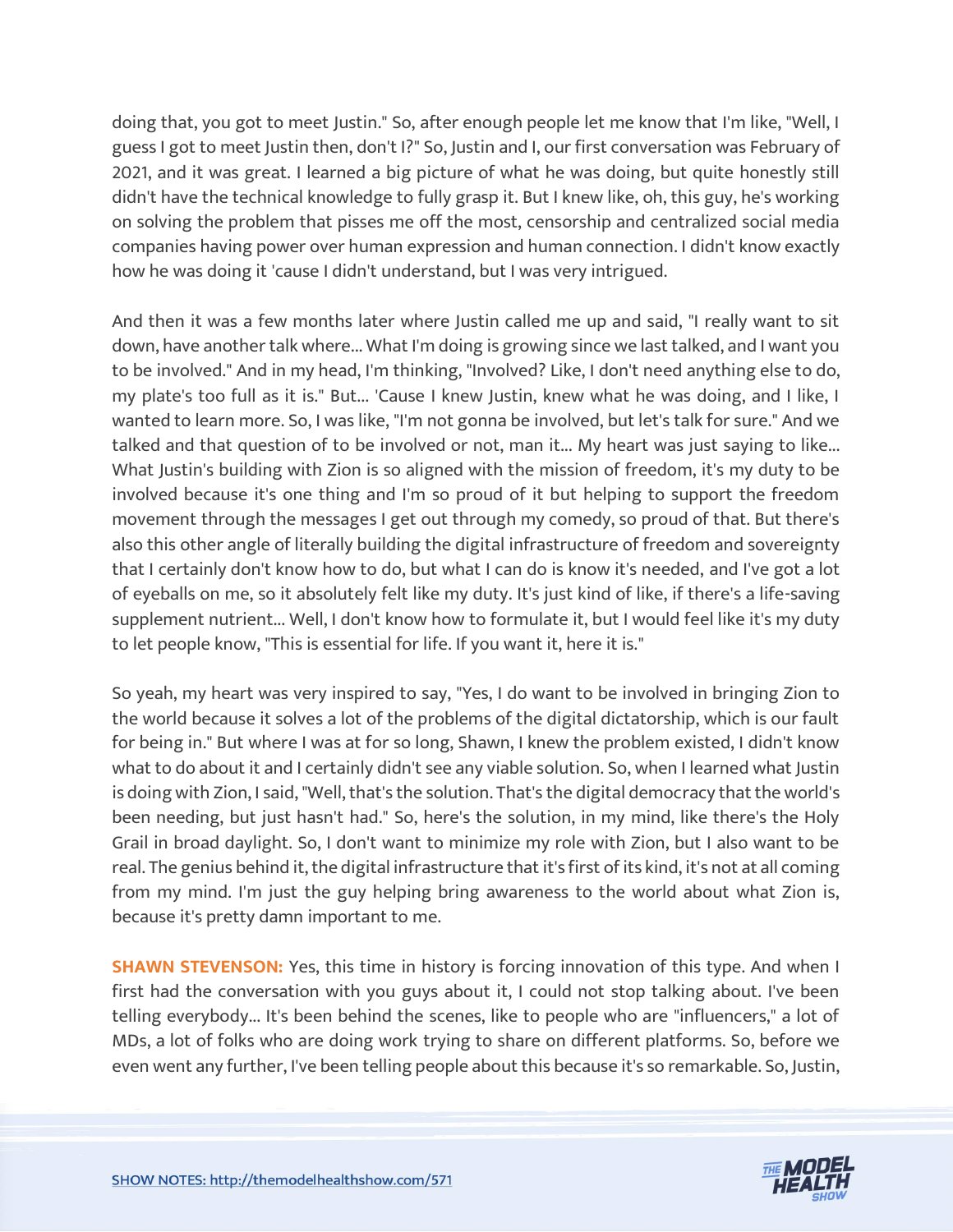doing that, you got to meet Justin." So, after enough people let me know that I'm like, "Well, I guess I got to meet Justin then, don't I?" So, Justin and I, our first conversation was February of 2021, and it was great. I learned a big picture of what he was doing, but quite honestly still didn't have the technical knowledge to fully grasp it. But I knew like, oh, this guy, he's working on solving the problem that pisses me off the most, censorship and centralized social media companies having power over human expression and human connection. I didn't know exactly how he was doing it 'cause I didn't understand, but I was very intrigued.

And then it was a few months later where Justin called me up and said, "I really want to sit down, have another talk where... What I'm doing is growing since we last talked, and I want you to be involved." And in my head, I'm thinking, "Involved? Like, I don't need anything else to do, my plate's too full as it is." But... 'Cause I knew Justin, knew what he was doing, and I like, I wanted to learn more. So, I was like, "I'm not gonna be involved, but let's talk for sure." And we talked and that question of to be involved or not, man it... My heart was just saying to like... What Justin's building with Zion is so aligned with the mission of freedom, it's my duty to be involved because it's one thing and I'm so proud of it but helping to support the freedom movement through the messages I get out through my comedy, so proud of that. But there's also this other angle of literally building the digital infrastructure of freedom and sovereignty that I certainly don't know how to do, but what I can do is know it's needed, and I've got a lot of eyeballs on me, so it absolutely felt like my duty. It's just kind of like, if there's a life-saving supplement nutrient... Well, I don't know how to formulate it, but I would feel like it's my duty to let people know, "This is essential for life. If you want it, here it is."

So yeah, my heart was very inspired to say, "Yes, I do want to be involved in bringing Zion to the world because it solves a lot of the problems of the digital dictatorship, which is our fault for being in." But where I was at for so long, Shawn, I knew the problem existed, I didn't know what to do about it and I certainly didn't see any viable solution. So, when I learned what Justin is doing with Zion, I said, "Well, that's the solution. That's the digital democracy that the world's been needing, but just hasn't had." So, here's the solution, in my mind, like there's the Holy Grail in broad daylight. So, I don't want to minimize my role with Zion, but I also want to be real. The genius behind it, the digital infrastructure that it's first of its kind, it's not at all coming from my mind. I'm just the guy helping bring awareness to the world about what Zion is, because it's pretty damn important to me.

**SHAWN STEVENSON:** Yes, this time in history is forcing innovation of this type. And when I first had the conversation with you guys about it, I could not stop talking about. I've been telling everybody... It's been behind the scenes, like to people who are "influencers," a lot of MDs, a lot of folks who are doing work trying to share on different platforms. So, before we even went any further, I've been telling people about this because it's so remarkable. So, Justin,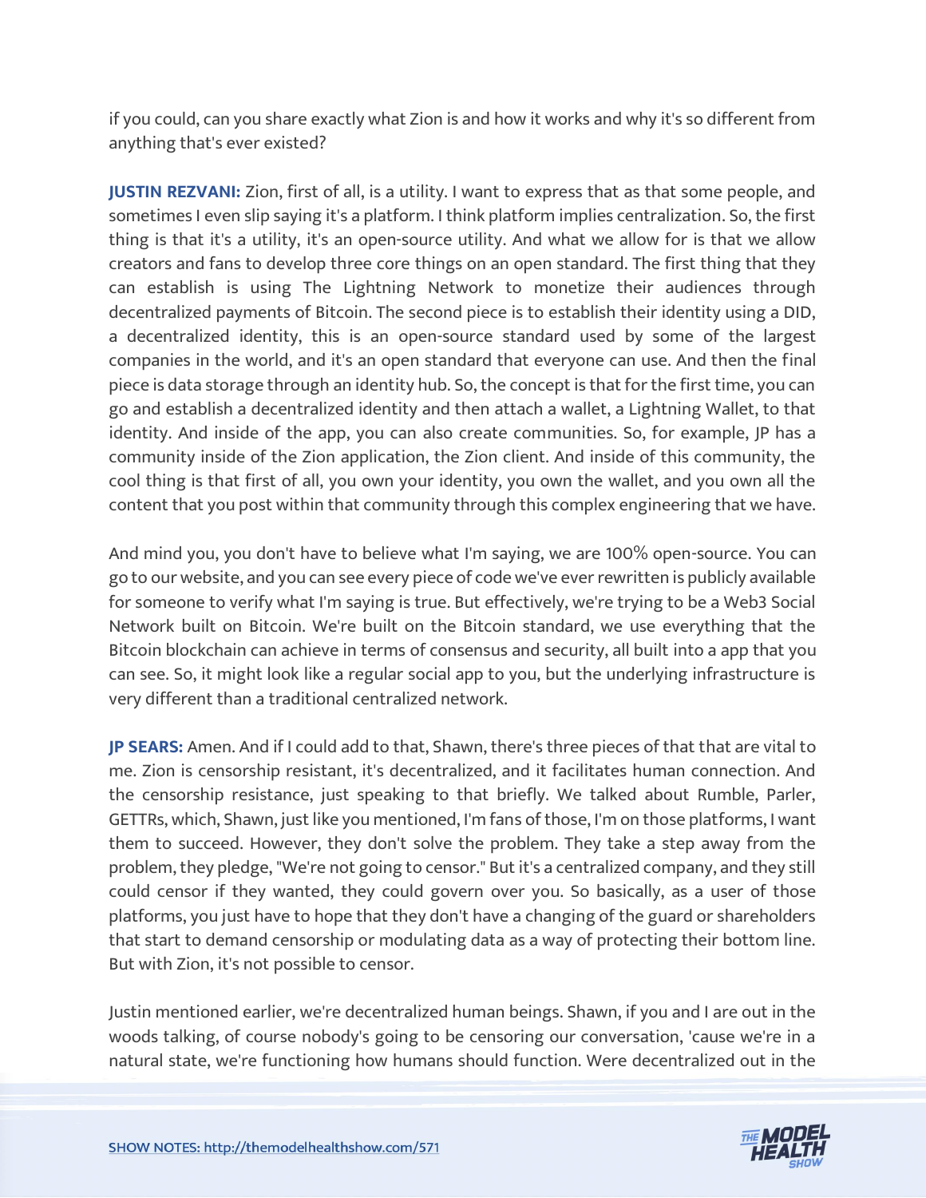if you could, can you share exactly what Zion is and how it works and why it's so different from anything that's ever existed?

**JUSTIN REZVANI:** Zion, first of all, is a utility. I want to express that as that some people, and sometimes I even slip saying it's a platform. I think platform implies centralization. So, the first thing is that it's a utility, it's an open-source utility. And what we allow for is that we allow creators and fans to develop three core things on an open standard. The first thing that they can establish is using The Lightning Network to monetize their audiences through decentralized payments of Bitcoin. The second piece is to establish their identity using a DID, a decentralized identity, this is an open-source standard used by some of the largest companies in the world, and it's an open standard that everyone can use. And then the final piece is data storage through an identity hub. So, the concept is that for the first time, you can go and establish a decentralized identity and then attach a wallet, a Lightning Wallet, to that identity. And inside of the app, you can also create communities. So, for example, JP has a community inside of the Zion application, the Zion client. And inside of this community, the cool thing is that first of all, you own your identity, you own the wallet, and you own all the content that you post within that community through this complex engineering that we have.

And mind you, you don't have to believe what I'm saying, we are 100% open-source. You can go to our website, and you can see every piece of code we've ever rewritten is publicly available for someone to verify what I'm saying is true. But effectively, we're trying to be a Web3 Social Network built on Bitcoin. We're built on the Bitcoin standard, we use everything that the Bitcoin blockchain can achieve in terms of consensus and security, all built into a app that you can see. So, it might look like a regular social app to you, but the underlying infrastructure is very different than a traditional centralized network.

**JP SEARS:** Amen. And if I could add to that, Shawn, there's three pieces of that that are vital to me. Zion is censorship resistant, it's decentralized, and it facilitates human connection. And the censorship resistance, just speaking to that briefly. We talked about Rumble, Parler, GETTRs, which, Shawn, just like you mentioned, I'm fans of those, I'm on those platforms, I want them to succeed. However, they don't solve the problem. They take a step away from the problem, they pledge, "We're not going to censor." But it's a centralized company, and they still could censor if they wanted, they could govern over you. So basically, as a user of those platforms, you just have to hope that they don't have a changing of the guard or shareholders that start to demand censorship or modulating data as a way of protecting their bottom line. But with Zion, it's not possible to censor.

Justin mentioned earlier, we're decentralized human beings. Shawn, if you and I are out in the woods talking, of course nobody's going to be censoring our conversation, 'cause we're in a natural state, we're functioning how humans should function. Were decentralized out in the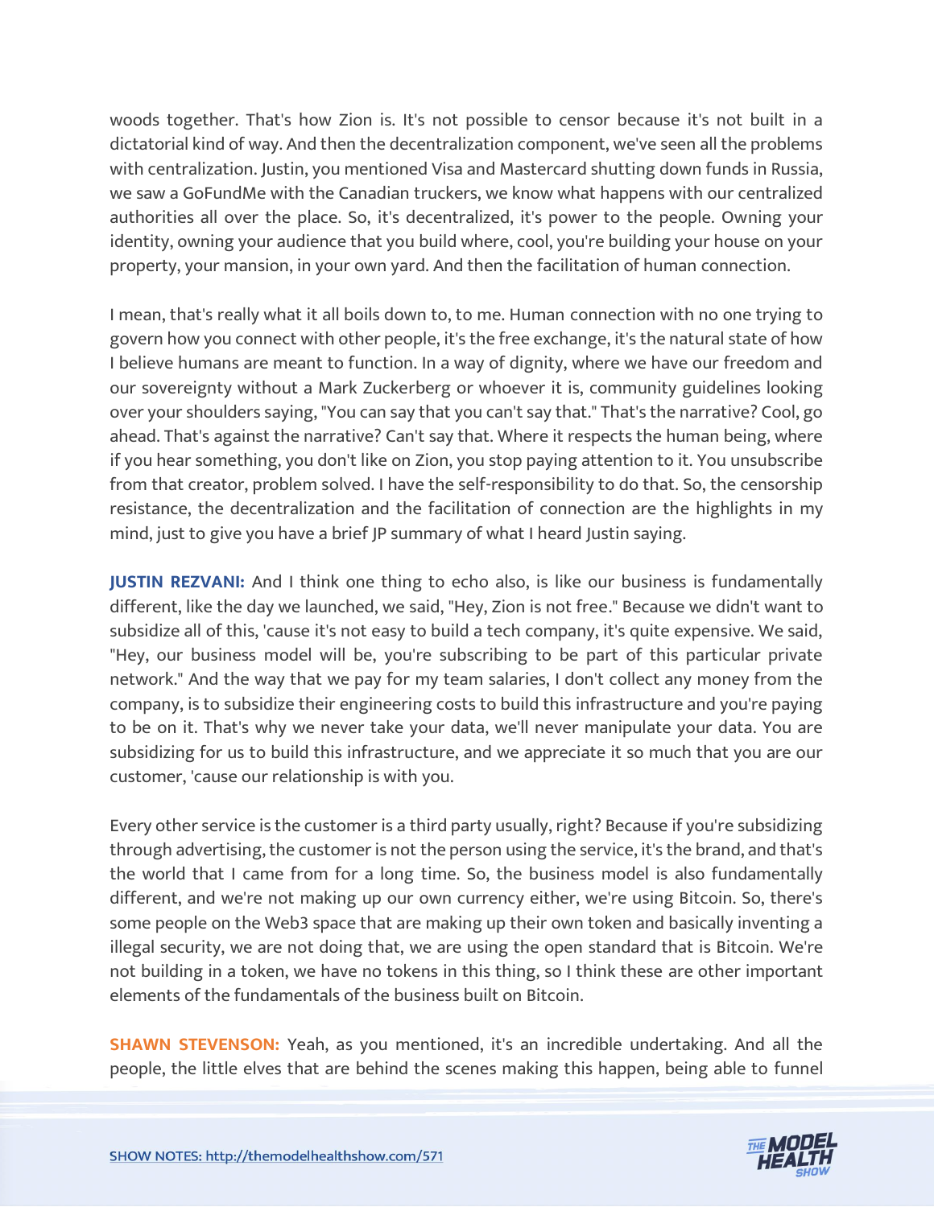woods together. That's how Zion is. It's not possible to censor because it's not built in a dictatorial kind of way. And then the decentralization component, we've seen all the problems with centralization. Justin, you mentioned Visa and Mastercard shutting down funds in Russia, we saw a GoFundMe with the Canadian truckers, we know what happens with our centralized authorities all over the place. So, it's decentralized, it's power to the people. Owning your identity, owning your audience that you build where, cool, you're building your house on your property, your mansion, in your own yard. And then the facilitation of human connection.

I mean, that's really what it all boils down to, to me. Human connection with no one trying to govern how you connect with other people, it's the free exchange, it's the natural state of how I believe humans are meant to function. In a way of dignity, where we have our freedom and our sovereignty without a Mark Zuckerberg or whoever it is, community guidelines looking over your shoulders saying, "You can say that you can't say that." That's the narrative? Cool, go ahead. That's against the narrative? Can't say that. Where it respects the human being, where if you hear something, you don't like on Zion, you stop paying attention to it. You unsubscribe from that creator, problem solved. I have the self-responsibility to do that. So, the censorship resistance, the decentralization and the facilitation of connection are the highlights in my mind, just to give you have a brief JP summary of what I heard Justin saying.

**JUSTIN REZVANI:** And I think one thing to echo also, is like our business is fundamentally different, like the day we launched, we said, "Hey, Zion is not free." Because we didn't want to subsidize all of this, 'cause it's not easy to build a tech company, it's quite expensive. We said, "Hey, our business model will be, you're subscribing to be part of this particular private network." And the way that we pay for my team salaries, I don't collect any money from the company, is to subsidize their engineering costs to build this infrastructure and you're paying to be on it. That's why we never take your data, we'll never manipulate your data. You are subsidizing for us to build this infrastructure, and we appreciate it so much that you are our customer, 'cause our relationship is with you.

Every other service is the customer is a third party usually, right? Because if you're subsidizing through advertising, the customer is not the person using the service, it's the brand, and that's the world that I came from for a long time. So, the business model is also fundamentally different, and we're not making up our own currency either, we're using Bitcoin. So, there's some people on the Web3 space that are making up their own token and basically inventing a illegal security, we are not doing that, we are using the open standard that is Bitcoin. We're not building in a token, we have no tokens in this thing, so I think these are other important elements of the fundamentals of the business built on Bitcoin.

**SHAWN STEVENSON:** Yeah, as you mentioned, it's an incredible undertaking. And all the people, the little elves that are behind the scenes making this happen, being able to funnel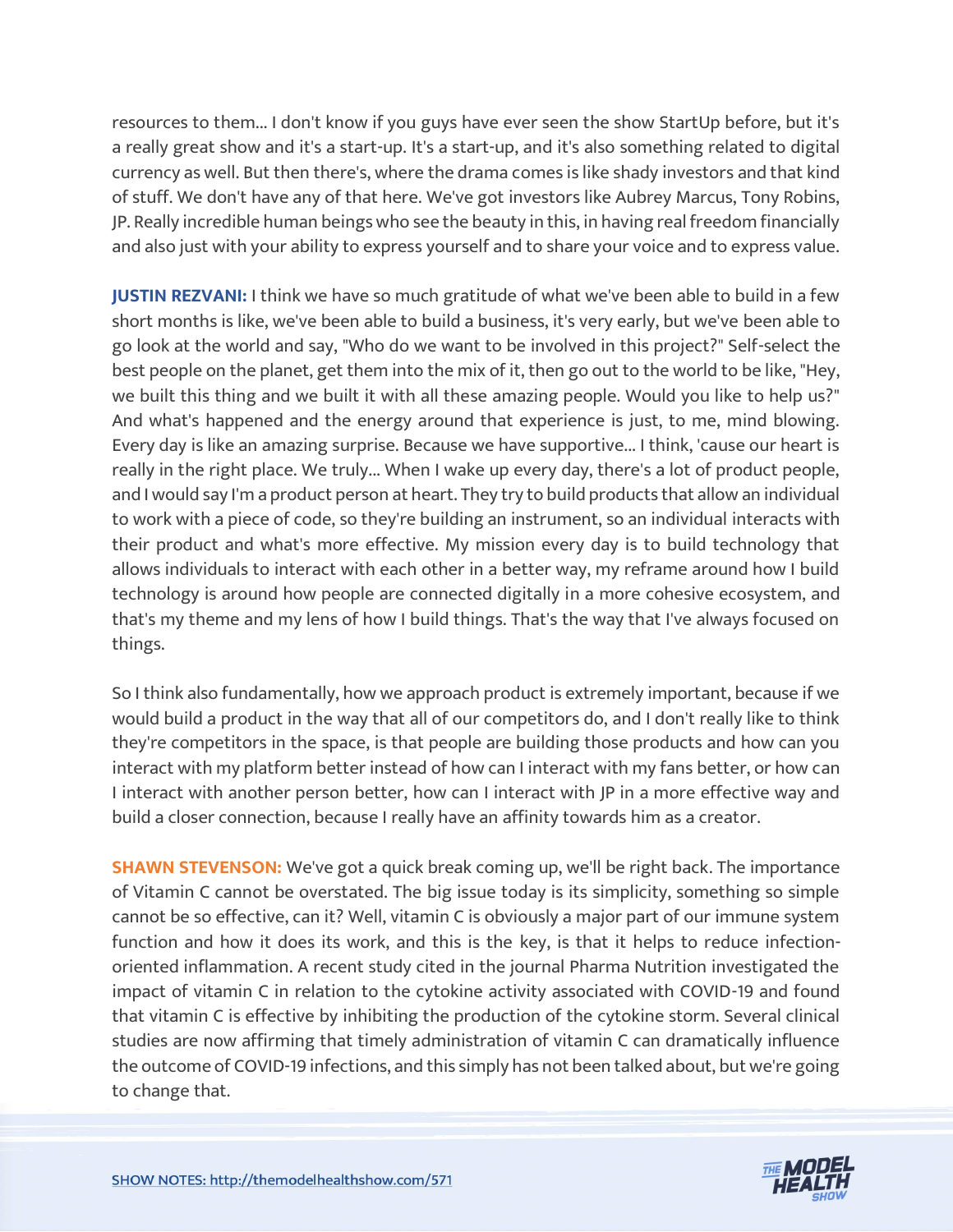resources to them... I don't know if you guys have ever seen the show StartUp before, but it's a really great show and it's a start-up. It's a start-up, and it's also something related to digital currency as well. But then there's, where the drama comes is like shady investors and that kind of stuff. We don't have any of that here. We've got investors like Aubrey Marcus, Tony Robins, JP. Really incredible human beings who see the beauty in this, in having real freedom financially and also just with your ability to express yourself and to share your voice and to express value.

**JUSTIN REZVANI:** I think we have so much gratitude of what we've been able to build in a few short months is like, we've been able to build a business, it's very early, but we've been able to go look at the world and say, "Who do we want to be involved in this project?" Self-select the best people on the planet, get them into the mix of it, then go out to the world to be like, "Hey, we built this thing and we built it with all these amazing people. Would you like to help us?" And what's happened and the energy around that experience is just, to me, mind blowing. Every day is like an amazing surprise. Because we have supportive... I think, 'cause our heart is really in the right place. We truly... When I wake up every day, there's a lot of product people, and I would say I'm a product person at heart. They try to build products that allow an individual to work with a piece of code, so they're building an instrument, so an individual interacts with their product and what's more effective. My mission every day is to build technology that allows individuals to interact with each other in a better way, my reframe around how I build technology is around how people are connected digitally in a more cohesive ecosystem, and that's my theme and my lens of how I build things. That's the way that I've always focused on things.

So I think also fundamentally, how we approach product is extremely important, because if we would build a product in the way that all of our competitors do, and I don't really like to think they're competitors in the space, is that people are building those products and how can you interact with my platform better instead of how can I interact with my fans better, or how can I interact with another person better, how can I interact with JP in a more effective way and build a closer connection, because I really have an affinity towards him as a creator.

**SHAWN STEVENSON:** We've got a quick break coming up, we'll be right back. The importance of Vitamin C cannot be overstated. The big issue today is its simplicity, something so simple cannot be so effective, can it? Well, vitamin C is obviously a major part of our immune system function and how it does its work, and this is the key, is that it helps to reduce infection-oriented inflammation. A recent study cited in the journal Pharma Nutrition investigated the impact of vitamin C in relation to the cytokine activity associated with COVID-19 and found that vitamin C is effective by inhibiting the production of the cytokine storm. Several clinical studies are now affirming that timely administration of vitamin C can dramatically influence the outcome of COVID-19 infections, and this simply has not been talked about, but we're going to change that.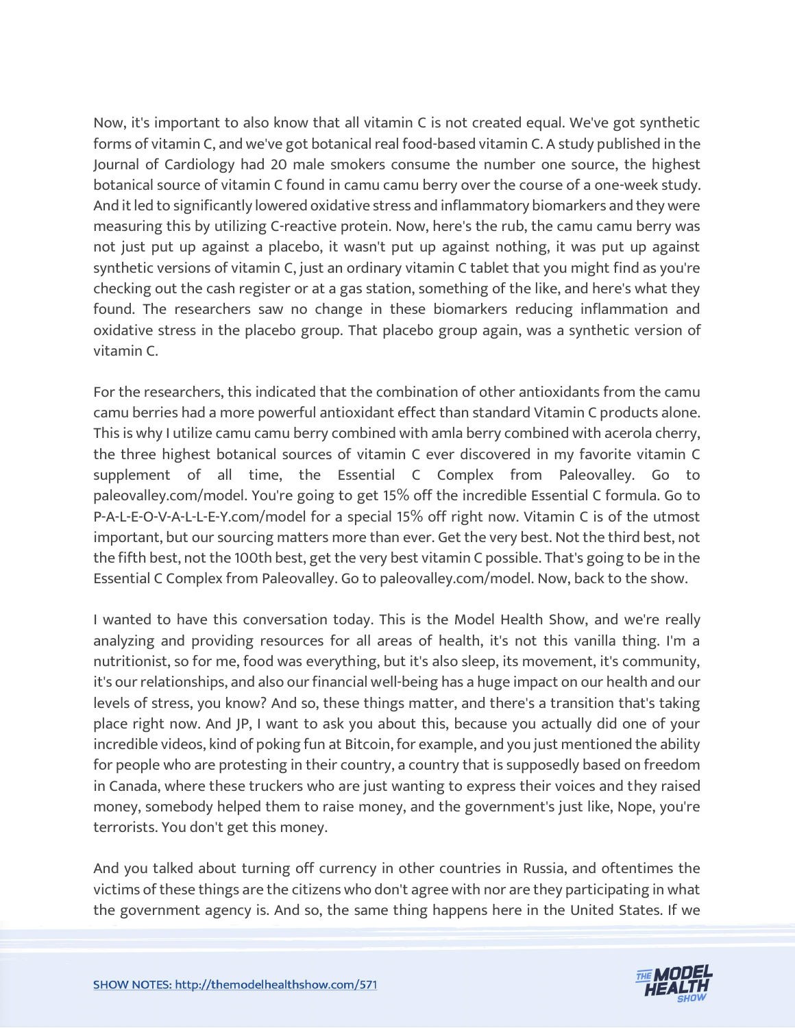Now, it's important to also know that all vitamin C is not created equal. We've got synthetic forms of vitamin C, and we've got botanical real food-based vitamin C. A study published in the Journal of Cardiology had 20 male smokers consume the number one source, the highest botanical source of vitamin C found in camu camu berry over the course of a one-week study. And it led to significantly lowered oxidative stress and inflammatory biomarkers and they were measuring this by utilizing C-reactive protein. Now, here's the rub, the camu camu berry was not just put up against a placebo, it wasn't put up against nothing, it was put up against synthetic versions of vitamin C, just an ordinary vitamin C tablet that you might find as you're checking out the cash register or at a gas station, something of the like, and here's what they found. The researchers saw no change in these biomarkers reducing inflammation and oxidative stress in the placebo group. That placebo group again, was a synthetic version of vitamin C.

For the researchers, this indicated that the combination of other antioxidants from the camu camu berries had a more powerful antioxidant effect than standard Vitamin C products alone. This is why I utilize camu camu berry combined with amla berry combined with acerola cherry, the three highest botanical sources of vitamin C ever discovered in my favorite vitamin C supplement of all time, the Essential C Complex from Paleovalley. Go to paleovalley.com/model. You're going to get 15% off the incredible Essential C formula. Go to P-A-L-E-O-V-A-L-L-E-Y.com/model for a special 15% off right now. Vitamin C is of the utmost important, but our sourcing matters more than ever. Get the very best. Not the third best, not the fifth best, not the 100th best, get the very best vitamin C possible. That's going to be in the Essential C Complex from Paleovalley. Go to paleovalley.com/model. Now, back to the show.

I wanted to have this conversation today. This is the Model Health Show, and we're really analyzing and providing resources for all areas of health, it's not this vanilla thing. I'm a nutritionist, so for me, food was everything, but it's also sleep, its movement, it's community, it's our relationships, and also our financial well-being has a huge impact on our health and our levels of stress, you know? And so, these things matter, and there's a transition that's taking place right now. And JP, I want to ask you about this, because you actually did one of your incredible videos, kind of poking fun at Bitcoin, for example, and you just mentioned the ability for people who are protesting in their country, a country that is supposedly based on freedom in Canada, where these truckers who are just wanting to express their voices and they raised money, somebody helped them to raise money, and the government's just like, Nope, you're terrorists. You don't get this money.

And you talked about turning off currency in other countries in Russia, and oftentimes the victims of these things are the citizens who don't agree with nor are they participating in what the government agency is. And so, the same thing happens here in the United States. If we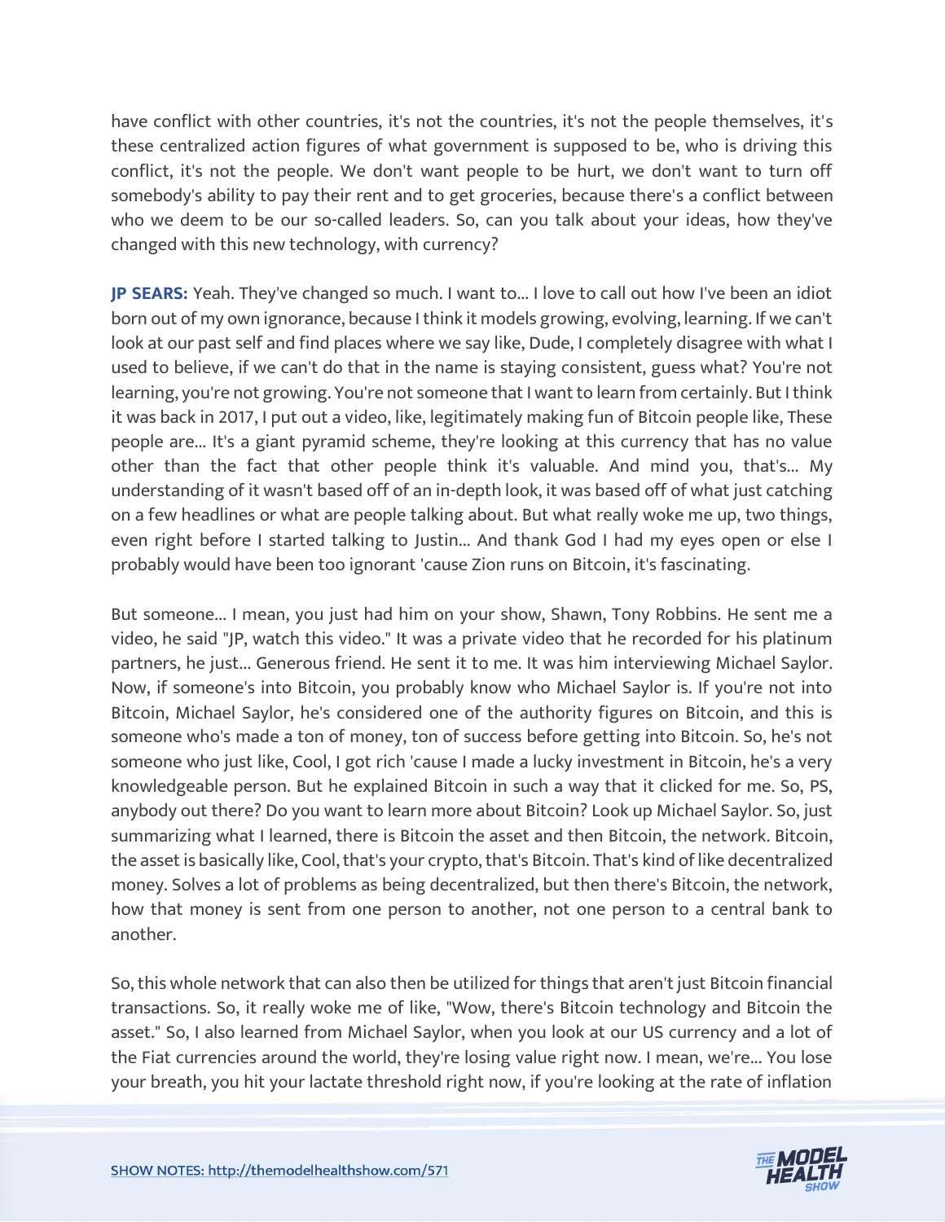have conflict with other countries, it's not the countries, it's not the people themselves, it's these centralized action figures of what government is supposed to be, who is driving this conflict, it's not the people. We don't want people to be hurt, we don't want to turn off somebody's ability to pay their rent and to get groceries, because there's a conflict between who we deem to be our so-called leaders. So, can you talk about your ideas, how they've changed with this new technology, with currency?

**JP SEARS:** Yeah. They've changed so much. I want to... I love to call out how I've been an idiot born out of my own ignorance, because I think it models growing, evolving, learning. If we can't look at our past self and find places where we say like, Dude, I completely disagree with what I used to believe, if we can't do that in the name is staying consistent, guess what? You're not learning, you're not growing. You're not someone that I want to learn from certainly. But I think it was back in 2017, I put out a video, like, legitimately making fun of Bitcoin people like, These people are... It's a giant pyramid scheme, they're looking at this currency that has no value other than the fact that other people think it's valuable. And mind you, that's... My understanding of it wasn't based off of an in-depth look, it was based off of what just catching on a few headlines or what are people talking about. But what really woke me up, two things, even right before I started talking to Justin... And thank God I had my eyes open or else I probably would have been too ignorant 'cause Zion runs on Bitcoin, it's fascinating.

But someone... I mean, you just had him on your show, Shawn, Tony Robbins. He sent me a video, he said "JP, watch this video." It was a private video that he recorded for his platinum partners, he just... Generous friend. He sent it to me. It was him interviewing Michael Saylor. Now, if someone's into Bitcoin, you probably know who Michael Saylor is. If you're not into Bitcoin, Michael Saylor, he's considered one of the authority figures on Bitcoin, and this is someone who's made a ton of money, ton of success before getting into Bitcoin. So, he's not someone who just like, Cool, I got rich 'cause I made a lucky investment in Bitcoin, he's a very knowledgeable person. But he explained Bitcoin in such a way that it clicked for me. So, PS, anybody out there? Do you want to learn more about Bitcoin? Look up Michael Saylor. So, just summarizing what I learned, there is Bitcoin the asset and then Bitcoin, the network. Bitcoin, the asset is basically like, Cool, that's your crypto, that's Bitcoin. That's kind of like decentralized money. Solves a lot of problems as being decentralized, but then there's Bitcoin, the network, how that money is sent from one person to another, not one person to a central bank to another.

So, this whole network that can also then be utilized for things that aren't just Bitcoin financial transactions. So, it really woke me of like, "Wow, there's Bitcoin technology and Bitcoin the asset." So, I also learned from Michael Saylor, when you look at our US currency and a lot of the Fiat currencies around the world, they're losing value right now. I mean, we're... You lose your breath, you hit your lactate threshold right now, if you're looking at the rate of inflation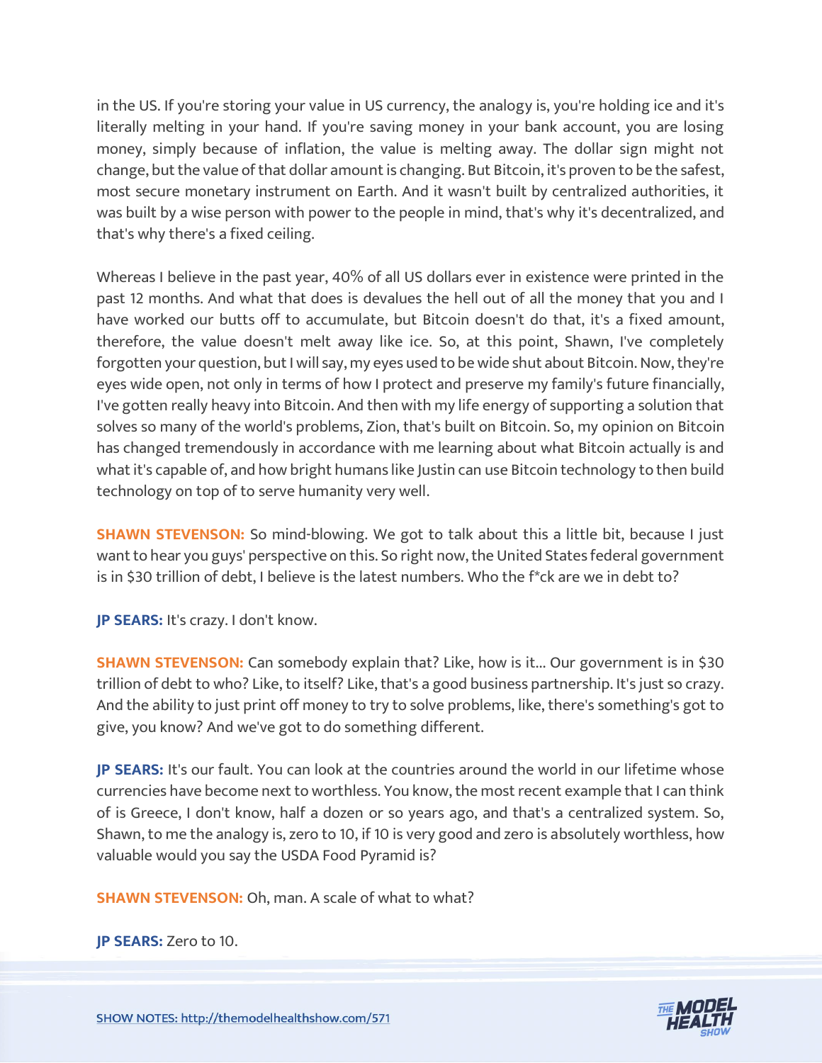in the US. If you're storing your value in US currency, the analogy is, you're holding ice and it's literally melting in your hand. If you're saving money in your bank account, you are losing money, simply because of inflation, the value is melting away. The dollar sign might not change, but the value of that dollar amount is changing. But Bitcoin, it's proven to be the safest, most secure monetary instrument on Earth. And it wasn't built by centralized authorities, it was built by a wise person with power to the people in mind, that's why it's decentralized, and that's why there's a fixed ceiling.

Whereas I believe in the past year, 40% of all US dollars ever in existence were printed in the past 12 months. And what that does is devalues the hell out of all the money that you and I have worked our butts off to accumulate, but Bitcoin doesn't do that, it's a fixed amount, therefore, the value doesn't melt away like ice. So, at this point, Shawn, I've completely forgotten your question, but I will say, my eyes used to be wide shut about Bitcoin. Now, they're eyes wide open, not only in terms of how I protect and preserve my family's future financially, I've gotten really heavy into Bitcoin. And then with my life energy of supporting a solution that solves so many of the world's problems, Zion, that's built on Bitcoin. So, my opinion on Bitcoin has changed tremendously in accordance with me learning about what Bitcoin actually is and what it's capable of, and how bright humans like Justin can use Bitcoin technology to then build technology on top of to serve humanity very well.

**SHAWN STEVENSON:** So mind-blowing. We got to talk about this a little bit, because I just want to hear you guys' perspective on this. So right now, the United States federal government is in $30 trillion of debt, I believe is the latest numbers. Who the f*ck are we in debt to?

**JP SEARS:** It's crazy. I don't know.

**SHAWN STEVENSON:** Can somebody explain that? Like, how is it... Our government is in $30 trillion of debt to who? Like, to itself? Like, that's a good business partnership. It's just so crazy. And the ability to just print off money to try to solve problems, like, there's something's got to give, you know? And we've got to do something different.

**JP SEARS:** It's our fault. You can look at the countries around the world in our lifetime whose currencies have become next to worthless. You know, the most recent example that I can think of is Greece, I don't know, half a dozen or so years ago, and that's a centralized system. So, Shawn, to me the analogy is, zero to 10, if 10 is very good and zero is absolutely worthless, how valuable would you say the USDA Food Pyramid is?

**SHAWN STEVENSON:** Oh, man. A scale of what to what?

**JP SEARS:** Zero to 10.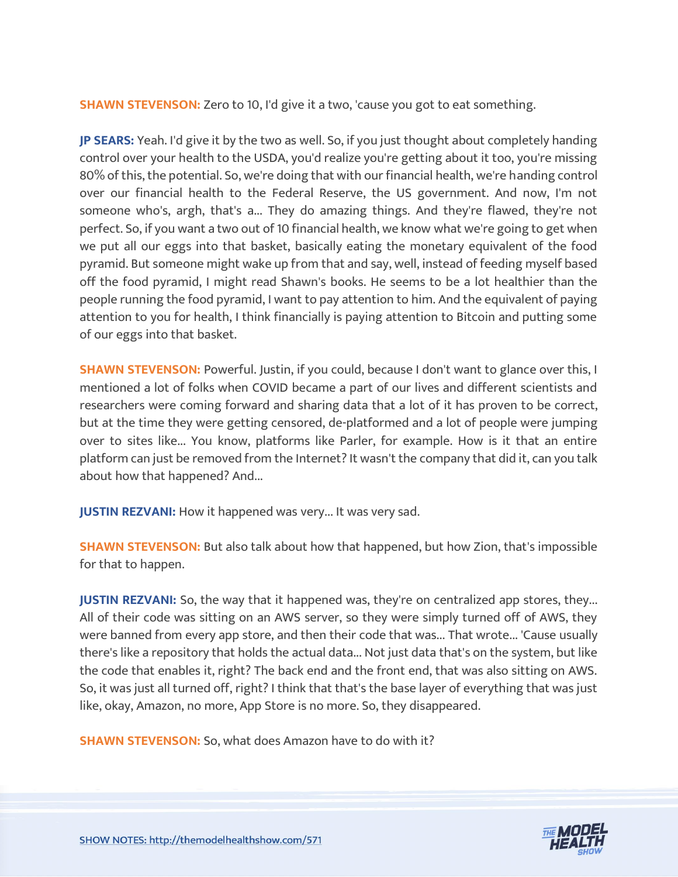**SHAWN STEVENSON:** Zero to 10, I'd give it a two, 'cause you got to eat something.

**JP SEARS:** Yeah. I'd give it by the two as well. So, if you just thought about completely handing control over your health to the USDA, you'd realize you're getting about it too, you're missing 80% of this, the potential. So, we're doing that with our financial health, we're handing control over our financial health to the Federal Reserve, the US government. And now, I'm not someone who's, argh, that's a... They do amazing things. And they're flawed, they're not perfect. So, if you want a two out of 10 financial health, we know what we're going to get when we put all our eggs into that basket, basically eating the monetary equivalent of the food pyramid. But someone might wake up from that and say, well, instead of feeding myself based off the food pyramid, I might read Shawn's books. He seems to be a lot healthier than the people running the food pyramid, I want to pay attention to him. And the equivalent of paying attention to you for health, I think financially is paying attention to Bitcoin and putting some of our eggs into that basket.

**SHAWN STEVENSON:** Powerful. Justin, if you could, because I don't want to glance over this, I mentioned a lot of folks when COVID became a part of our lives and different scientists and researchers were coming forward and sharing data that a lot of it has proven to be correct, but at the time they were getting censored, de-platformed and a lot of people were jumping over to sites like... You know, platforms like Parler, for example. How is it that an entire platform can just be removed from the Internet? It wasn't the company that did it, can you talk about how that happened? And...

**JUSTIN REZVANI:** How it happened was very... It was very sad.

**SHAWN STEVENSON:** But also talk about how that happened, but how Zion, that's impossible for that to happen.

**JUSTIN REZVANI:** So, the way that it happened was, they're on centralized app stores, they... All of their code was sitting on an AWS server, so they were simply turned off of AWS, they were banned from every app store, and then their code that was... That wrote... 'Cause usually there's like a repository that holds the actual data... Not just data that's on the system, but like the code that enables it, right? The back end and the front end, that was also sitting on AWS. So, it was just all turned off, right? I think that that's the base layer of everything that was just like, okay, Amazon, no more, App Store is no more. So, they disappeared.

**SHAWN STEVENSON:** So, what does Amazon have to do with it?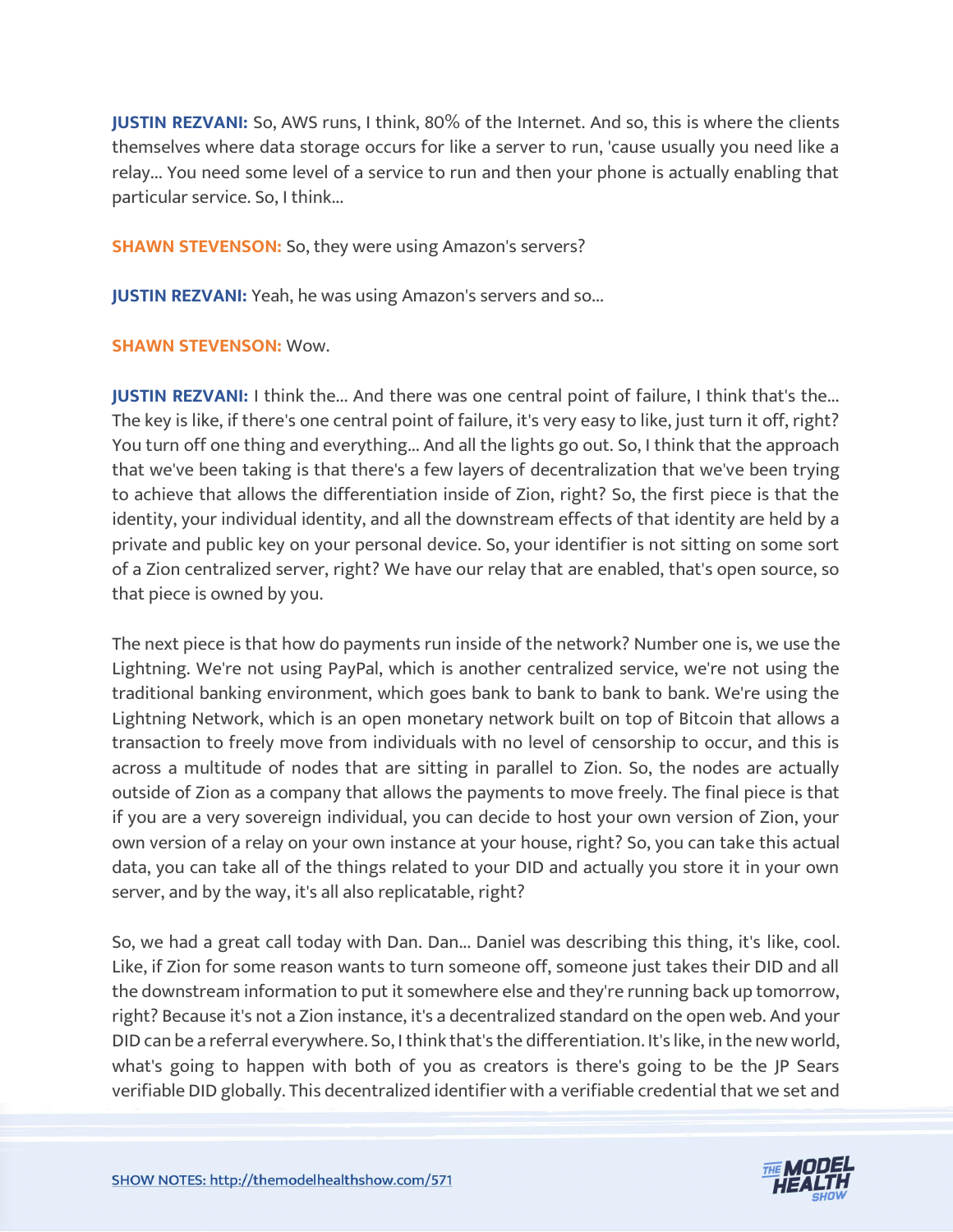**JUSTIN REZVANI:** So, AWS runs, I think, 80% of the Internet. And so, this is where the clients themselves where data storage occurs for like a server to run, 'cause usually you need like a relay... You need some level of a service to run and then your phone is actually enabling that particular service. So, I think...

**SHAWN STEVENSON:** So, they were using Amazon's servers?

**JUSTIN REZVANI:** Yeah, he was using Amazon's servers and so...

**SHAWN STEVENSON:** Wow.

**JUSTIN REZVANI:** I think the... And there was one central point of failure, I think that's the... The key is like, if there's one central point of failure, it's very easy to like, just turn it off, right? You turn off one thing and everything... And all the lights go out. So, I think that the approach that we've been taking is that there's a few layers of decentralization that we've been trying to achieve that allows the differentiation inside of Zion, right? So, the first piece is that the identity, your individual identity, and all the downstream effects of that identity are held by a private and public key on your personal device. So, your identifier is not sitting on some sort of a Zion centralized server, right? We have our relay that are enabled, that's open source, so that piece is owned by you.

The next piece is that how do payments run inside of the network? Number one is, we use the Lightning. We're not using PayPal, which is another centralized service, we're not using the traditional banking environment, which goes bank to bank to bank to bank. We're using the Lightning Network, which is an open monetary network built on top of Bitcoin that allows a transaction to freely move from individuals with no level of censorship to occur, and this is across a multitude of nodes that are sitting in parallel to Zion. So, the nodes are actually outside of Zion as a company that allows the payments to move freely. The final piece is that if you are a very sovereign individual, you can decide to host your own version of Zion, your own version of a relay on your own instance at your house, right? So, you can take this actual data, you can take all of the things related to your DID and actually you store it in your own server, and by the way, it's all also replicatable, right?

So, we had a great call today with Dan. Dan... Daniel was describing this thing, it's like, cool. Like, if Zion for some reason wants to turn someone off, someone just takes their DID and all the downstream information to put it somewhere else and they're running back up tomorrow, right? Because it's not a Zion instance, it's a decentralized standard on the open web. And your DID can be a referral everywhere. So, I think that's the differentiation. It's like, in the new world, what's going to happen with both of you as creators is there's going to be the JP Sears verifiable DID globally. This decentralized identifier with a verifiable credential that we set and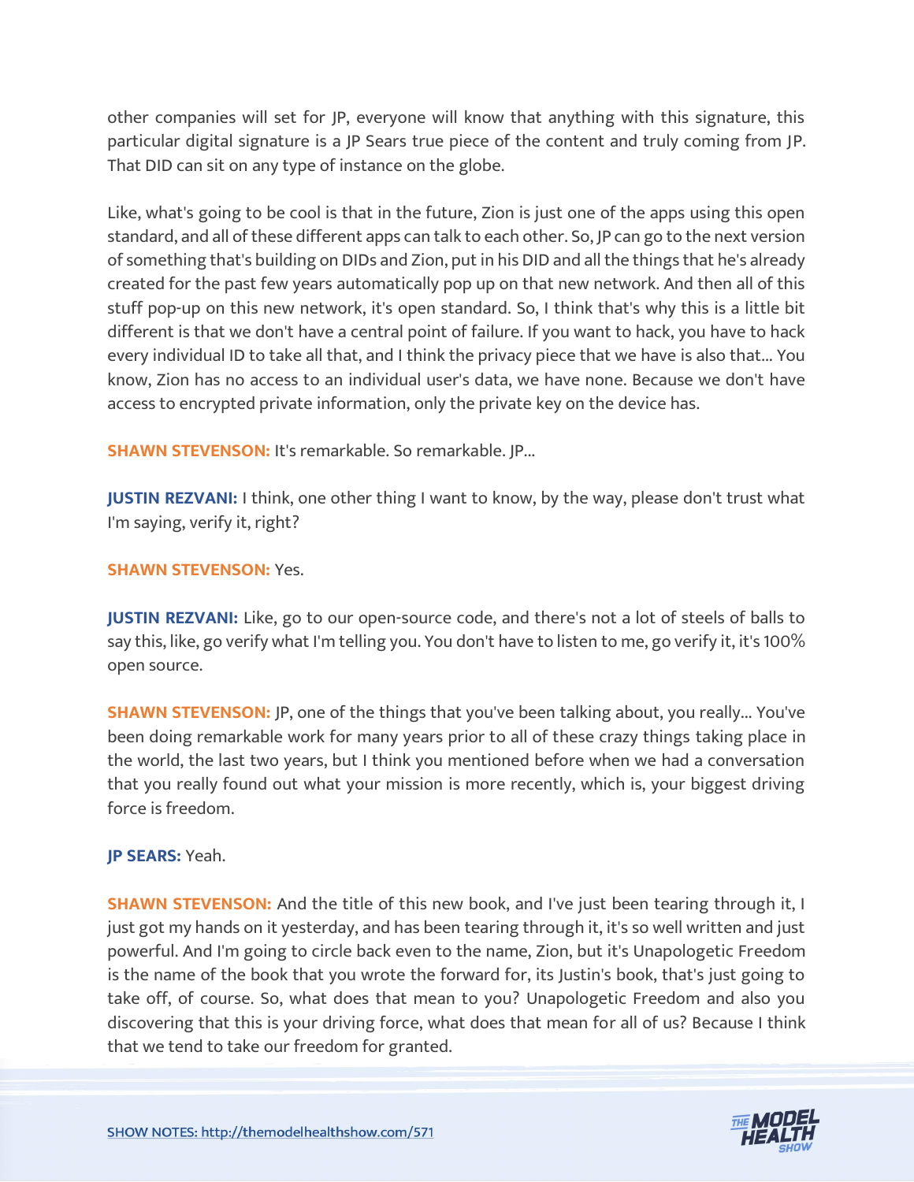other companies will set for JP, everyone will know that anything with this signature, this particular digital signature is a JP Sears true piece of the content and truly coming from JP. That DID can sit on any type of instance on the globe.

Like, what's going to be cool is that in the future, Zion is just one of the apps using this open standard, and all of these different apps can talk to each other. So, JP can go to the next version of something that's building on DIDs and Zion, put in his DID and all the things that he's already created for the past few years automatically pop up on that new network. And then all of this stuff pop-up on this new network, it's open standard. So, I think that's why this is a little bit different is that we don't have a central point of failure. If you want to hack, you have to hack every individual ID to take all that, and I think the privacy piece that we have is also that... You know, Zion has no access to an individual user's data, we have none. Because we don't have access to encrypted private information, only the private key on the device has.

**SHAWN STEVENSON:** It's remarkable. So remarkable. JP...

**JUSTIN REZVANI:** I think, one other thing I want to know, by the way, please don't trust what I'm saying, verify it, right?

**SHAWN STEVENSON:** Yes.

**JUSTIN REZVANI:** Like, go to our open-source code, and there's not a lot of steels of balls to say this, like, go verify what I'm telling you. You don't have to listen to me, go verify it, it's 100% open source.

**SHAWN STEVENSON:** JP, one of the things that you've been talking about, you really... You've been doing remarkable work for many years prior to all of these crazy things taking place in the world, the last two years, but I think you mentioned before when we had a conversation that you really found out what your mission is more recently, which is, your biggest driving force is freedom.

**JP SEARS:** Yeah.

**SHAWN STEVENSON:** And the title of this new book, and I've just been tearing through it, I just got my hands on it yesterday, and has been tearing through it, it's so well written and just powerful. And I'm going to circle back even to the name, Zion, but it's Unapologetic Freedom is the name of the book that you wrote the forward for, its Justin's book, that's just going to take off, of course. So, what does that mean to you? Unapologetic Freedom and also you discovering that this is your driving force, what does that mean for all of us? Because I think that we tend to take our freedom for granted.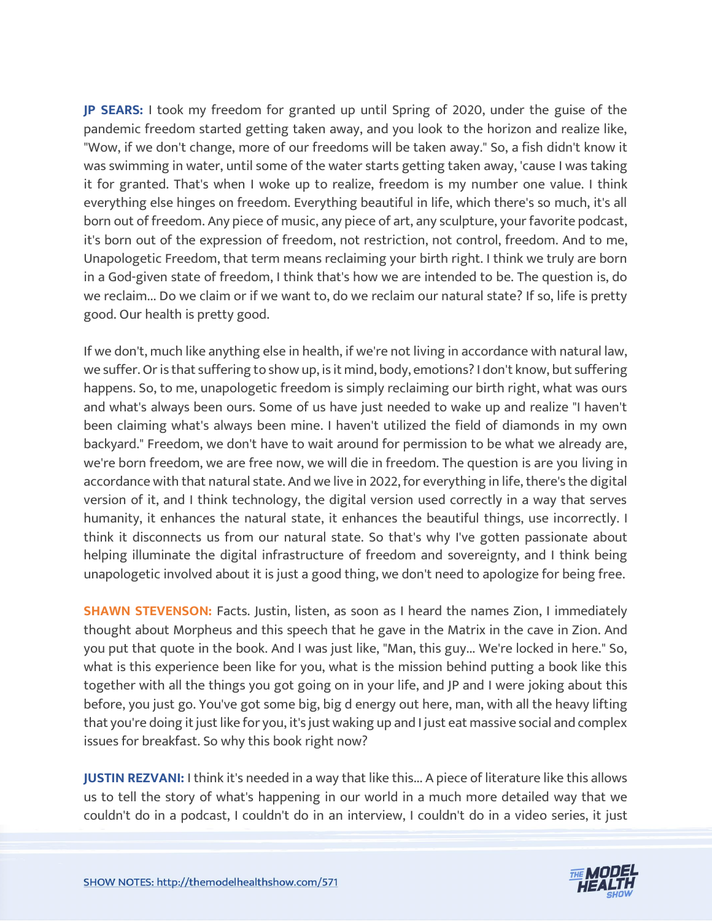**JP SEARS:** I took my freedom for granted up until Spring of 2020, under the guise of the pandemic freedom started getting taken away, and you look to the horizon and realize like, "Wow, if we don't change, more of our freedoms will be taken away." So, a fish didn't know it was swimming in water, until some of the water starts getting taken away, 'cause I was taking it for granted. That's when I woke up to realize, freedom is my number one value. I think everything else hinges on freedom. Everything beautiful in life, which there's so much, it's all born out of freedom. Any piece of music, any piece of art, any sculpture, your favorite podcast, it's born out of the expression of freedom, not restriction, not control, freedom. And to me, Unapologetic Freedom, that term means reclaiming your birth right. I think we truly are born in a God-given state of freedom, I think that's how we are intended to be. The question is, do we reclaim... Do we claim or if we want to, do we reclaim our natural state? If so, life is pretty good. Our health is pretty good.

If we don't, much like anything else in health, if we're not living in accordance with natural law, we suffer. Or is that suffering to show up, is it mind, body, emotions? I don't know, but suffering happens. So, to me, unapologetic freedom is simply reclaiming our birth right, what was ours and what's always been ours. Some of us have just needed to wake up and realize "I haven't been claiming what's always been mine. I haven't utilized the field of diamonds in my own backyard." Freedom, we don't have to wait around for permission to be what we already are, we're born freedom, we are free now, we will die in freedom. The question is are you living in accordance with that natural state. And we live in 2022, for everything in life, there's the digital version of it, and I think technology, the digital version used correctly in a way that serves humanity, it enhances the natural state, it enhances the beautiful things, use incorrectly. I think it disconnects us from our natural state. So that's why I've gotten passionate about helping illuminate the digital infrastructure of freedom and sovereignty, and I think being unapologetic involved about it is just a good thing, we don't need to apologize for being free.

**SHAWN STEVENSON:** Facts. Justin, listen, as soon as I heard the names Zion, I immediately thought about Morpheus and this speech that he gave in the Matrix in the cave in Zion. And you put that quote in the book. And I was just like, "Man, this guy... We're locked in here." So, what is this experience been like for you, what is the mission behind putting a book like this together with all the things you got going on in your life, and JP and I were joking about this before, you just go. You've got some big, big d energy out here, man, with all the heavy lifting that you're doing it just like for you, it's just waking up and I just eat massive social and complex issues for breakfast. So why this book right now?

**JUSTIN REZVANI:** I think it's needed in a way that like this... A piece of literature like this allows us to tell the story of what's happening in our world in a much more detailed way that we couldn't do in a podcast, I couldn't do in an interview, I couldn't do in a video series, it just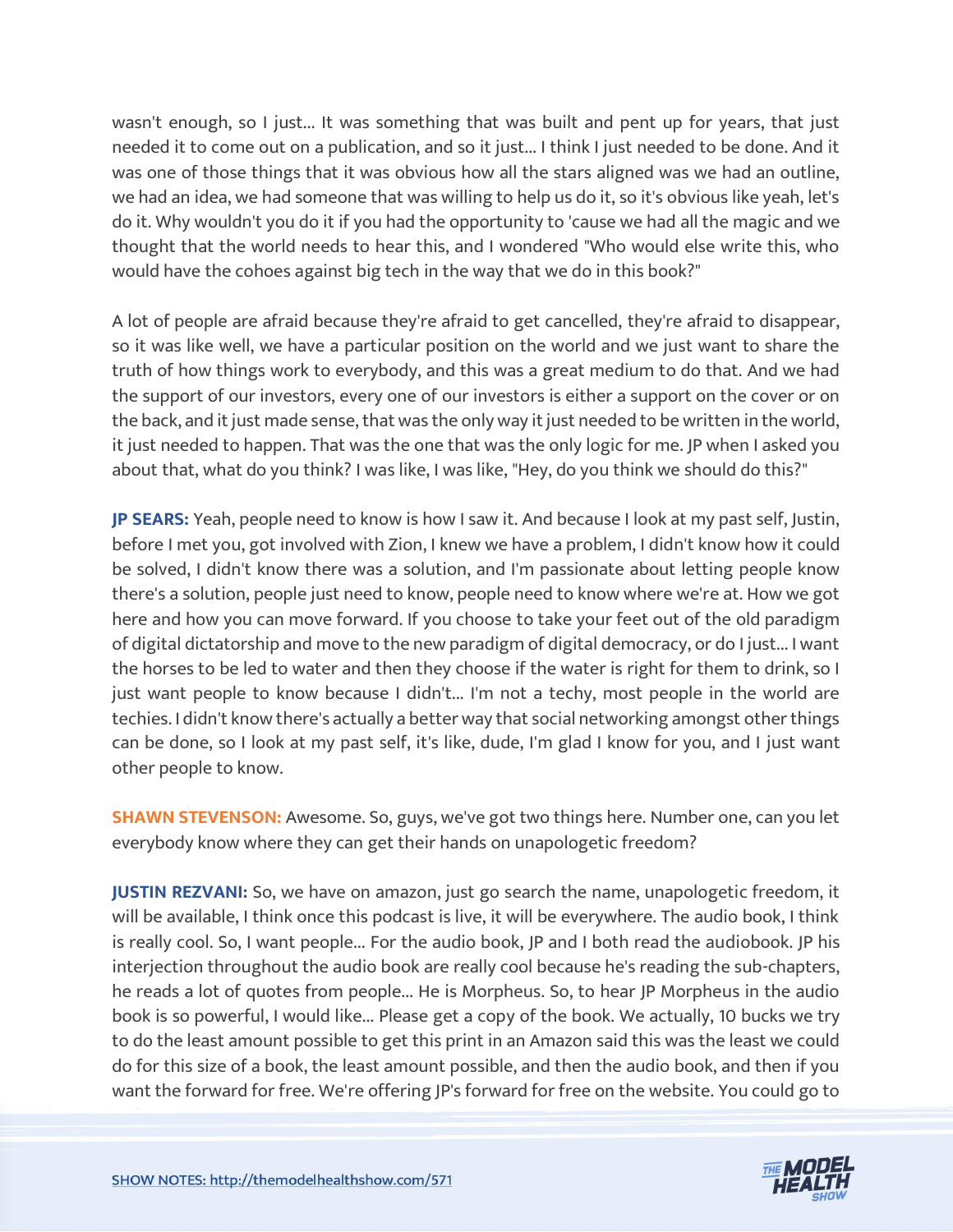wasn't enough, so I just... It was something that was built and pent up for years, that just needed it to come out on a publication, and so it just... I think I just needed to be done. And it was one of those things that it was obvious how all the stars aligned was we had an outline, we had an idea, we had someone that was willing to help us do it, so it's obvious like yeah, let's do it. Why wouldn't you do it if you had the opportunity to 'cause we had all the magic and we thought that the world needs to hear this, and I wondered "Who would else write this, who would have the cohoes against big tech in the way that we do in this book?"

A lot of people are afraid because they're afraid to get cancelled, they're afraid to disappear, so it was like well, we have a particular position on the world and we just want to share the truth of how things work to everybody, and this was a great medium to do that. And we had the support of our investors, every one of our investors is either a support on the cover or on the back, and it just made sense, that was the only way it just needed to be written in the world, it just needed to happen. That was the one that was the only logic for me. JP when I asked you about that, what do you think? I was like, I was like, "Hey, do you think we should do this?"

**JP SEARS:** Yeah, people need to know is how I saw it. And because I look at my past self, Justin, before I met you, got involved with Zion, I knew we have a problem, I didn't know how it could be solved, I didn't know there was a solution, and I'm passionate about letting people know there's a solution, people just need to know, people need to know where we're at. How we got here and how you can move forward. If you choose to take your feet out of the old paradigm of digital dictatorship and move to the new paradigm of digital democracy, or do I just... I want the horses to be led to water and then they choose if the water is right for them to drink, so I just want people to know because I didn't... I'm not a techy, most people in the world are techies. I didn't know there's actually a better way that social networking amongst other things can be done, so I look at my past self, it's like, dude, I'm glad I know for you, and I just want other people to know.

**SHAWN STEVENSON:** Awesome. So, guys, we've got two things here. Number one, can you let everybody know where they can get their hands on unapologetic freedom?

**JUSTIN REZVANI:** So, we have on amazon, just go search the name, unapologetic freedom, it will be available, I think once this podcast is live, it will be everywhere. The audio book, I think is really cool. So, I want people... For the audio book, JP and I both read the audiobook. JP his interjection throughout the audio book are really cool because he's reading the sub-chapters, he reads a lot of quotes from people... He is Morpheus. So, to hear JP Morpheus in the audio book is so powerful, I would like... Please get a copy of the book. We actually, 10 bucks we try to do the least amount possible to get this print in an Amazon said this was the least we could do for this size of a book, the least amount possible, and then the audio book, and then if you want the forward for free. We're offering JP's forward for free on the website. You could go to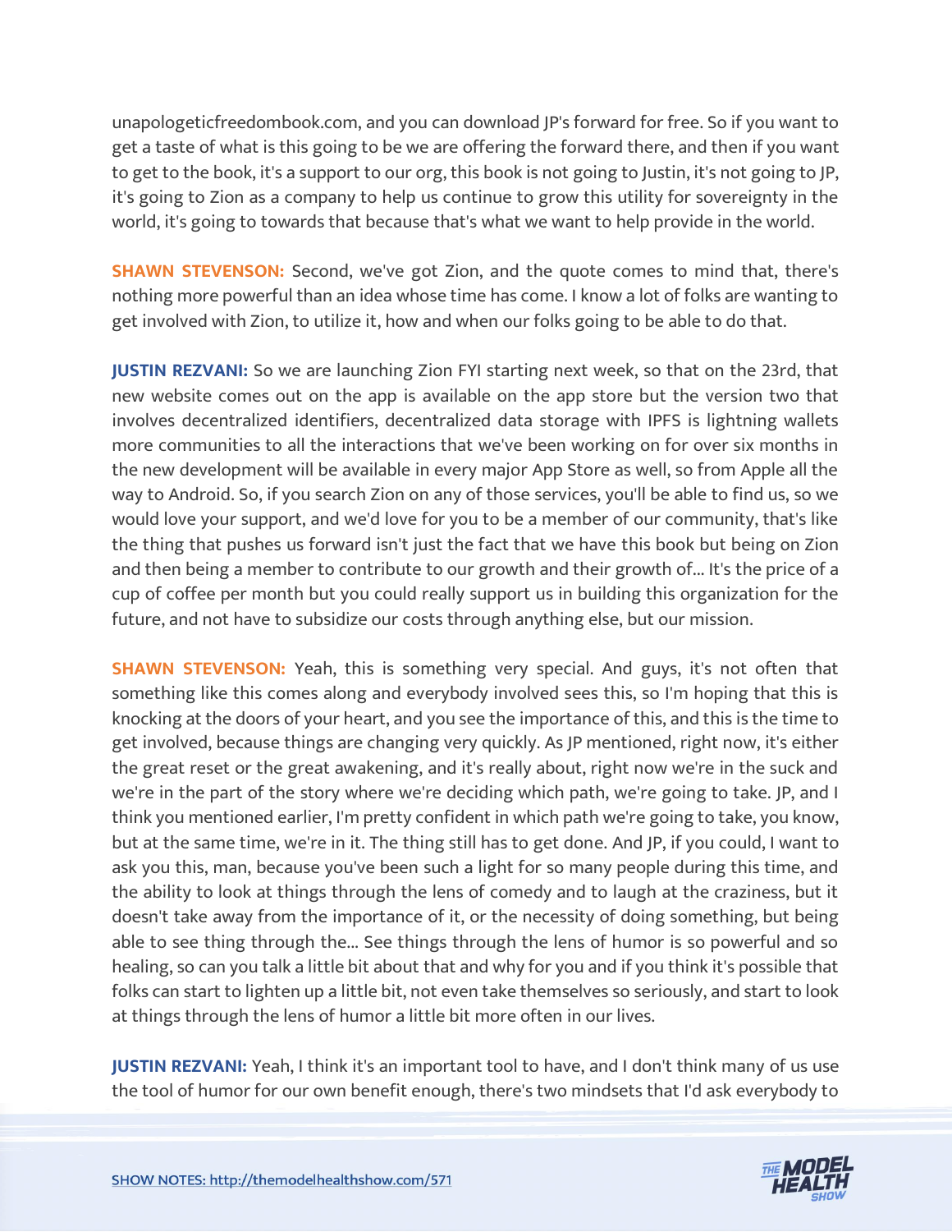unapologeticfreedombook.com, and you can download JP's forward for free. So if you want to get a taste of what is this going to be we are offering the forward there, and then if you want to get to the book, it's a support to our org, this book is not going to Justin, it's not going to JP, it's going to Zion as a company to help us continue to grow this utility for sovereignty in the world, it's going to towards that because that's what we want to help provide in the world.

**SHAWN STEVENSON:** Second, we've got Zion, and the quote comes to mind that, there's nothing more powerful than an idea whose time has come. I know a lot of folks are wanting to get involved with Zion, to utilize it, how and when our folks going to be able to do that.

**JUSTIN REZVANI:** So we are launching Zion FYI starting next week, so that on the 23rd, that new website comes out on the app is available on the app store but the version two that involves decentralized identifiers, decentralized data storage with IPFS is lightning wallets more communities to all the interactions that we've been working on for over six months in the new development will be available in every major App Store as well, so from Apple all the way to Android. So, if you search Zion on any of those services, you'll be able to find us, so we would love your support, and we'd love for you to be a member of our community, that's like the thing that pushes us forward isn't just the fact that we have this book but being on Zion and then being a member to contribute to our growth and their growth of... It's the price of a cup of coffee per month but you could really support us in building this organization for the future, and not have to subsidize our costs through anything else, but our mission.

**SHAWN STEVENSON:** Yeah, this is something very special. And guys, it's not often that something like this comes along and everybody involved sees this, so I'm hoping that this is knocking at the doors of your heart, and you see the importance of this, and this is the time to get involved, because things are changing very quickly. As JP mentioned, right now, it's either the great reset or the great awakening, and it's really about, right now we're in the suck and we're in the part of the story where we're deciding which path, we're going to take. JP, and I think you mentioned earlier, I'm pretty confident in which path we're going to take, you know, but at the same time, we're in it. The thing still has to get done. And JP, if you could, I want to ask you this, man, because you've been such a light for so many people during this time, and the ability to look at things through the lens of comedy and to laugh at the craziness, but it doesn't take away from the importance of it, or the necessity of doing something, but being able to see thing through the... See things through the lens of humor is so powerful and so healing, so can you talk a little bit about that and why for you and if you think it's possible that folks can start to lighten up a little bit, not even take themselves so seriously, and start to look at things through the lens of humor a little bit more often in our lives.

**JUSTIN REZVANI:** Yeah, I think it's an important tool to have, and I don't think many of us use the tool of humor for our own benefit enough, there's two mindsets that I'd ask everybody to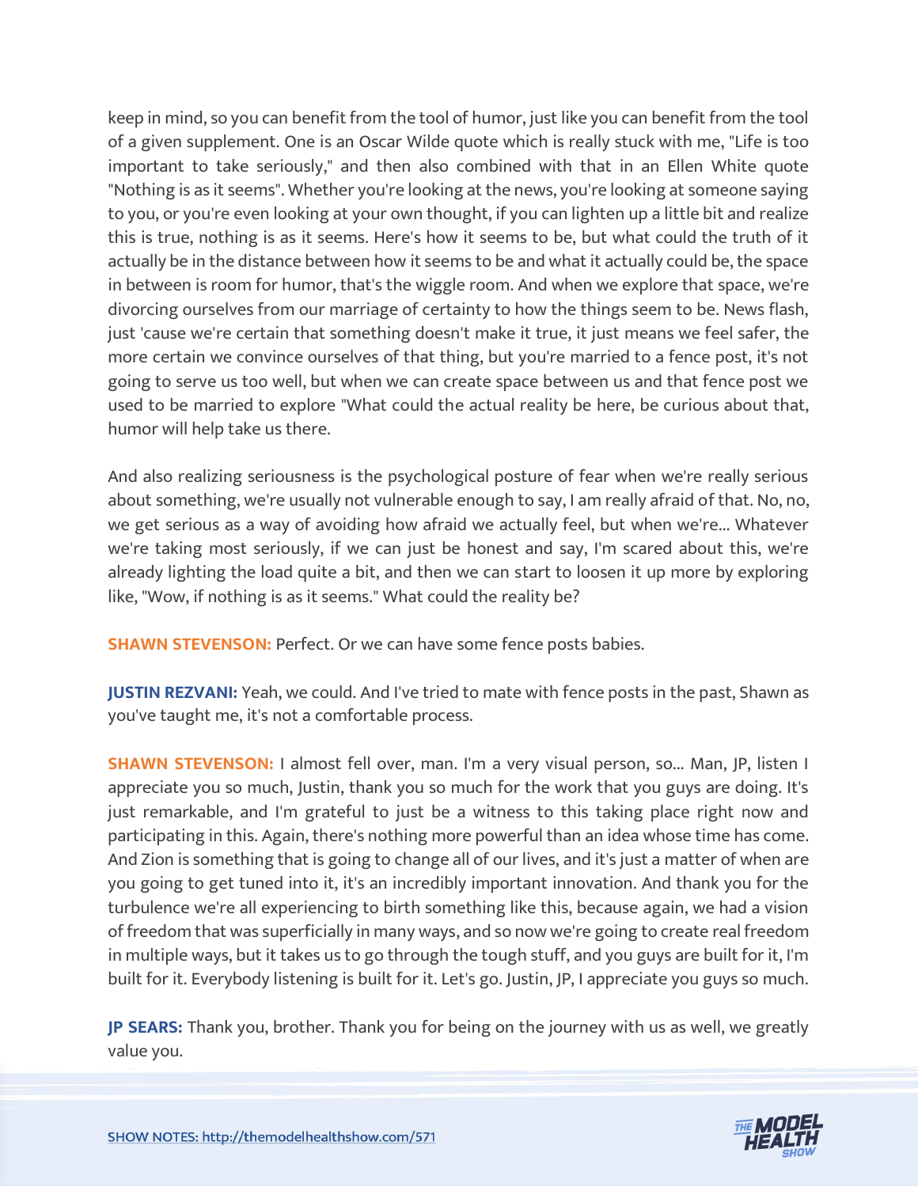keep in mind, so you can benefit from the tool of humor, just like you can benefit from the tool of a given supplement. One is an Oscar Wilde quote which is really stuck with me, "Life is too important to take seriously," and then also combined with that in an Ellen White quote "Nothing is as it seems". Whether you're looking at the news, you're looking at someone saying to you, or you're even looking at your own thought, if you can lighten up a little bit and realize this is true, nothing is as it seems. Here's how it seems to be, but what could the truth of it actually be in the distance between how it seems to be and what it actually could be, the space in between is room for humor, that's the wiggle room. And when we explore that space, we're divorcing ourselves from our marriage of certainty to how the things seem to be. News flash, just 'cause we're certain that something doesn't make it true, it just means we feel safer, the more certain we convince ourselves of that thing, but you're married to a fence post, it's not going to serve us too well, but when we can create space between us and that fence post we used to be married to explore "What could the actual reality be here, be curious about that, humor will help take us there.

And also realizing seriousness is the psychological posture of fear when we're really serious about something, we're usually not vulnerable enough to say, I am really afraid of that. No, no, we get serious as a way of avoiding how afraid we actually feel, but when we're... Whatever we're taking most seriously, if we can just be honest and say, I'm scared about this, we're already lighting the load quite a bit, and then we can start to loosen it up more by exploring like, "Wow, if nothing is as it seems." What could the reality be?

**SHAWN STEVENSON:** Perfect. Or we can have some fence posts babies.

**JUSTIN REZVANI:** Yeah, we could. And I've tried to mate with fence posts in the past, Shawn as you've taught me, it's not a comfortable process.

**SHAWN STEVENSON:** I almost fell over, man. I'm a very visual person, so... Man, JP, listen I appreciate you so much, Justin, thank you so much for the work that you guys are doing. It's just remarkable, and I'm grateful to just be a witness to this taking place right now and participating in this. Again, there's nothing more powerful than an idea whose time has come. And Zion is something that is going to change all of our lives, and it's just a matter of when are you going to get tuned into it, it's an incredibly important innovation. And thank you for the turbulence we're all experiencing to birth something like this, because again, we had a vision of freedom that was superficially in many ways, and so now we're going to create real freedom in multiple ways, but it takes us to go through the tough stuff, and you guys are built for it, I'm built for it. Everybody listening is built for it. Let's go. Justin, JP, I appreciate you guys so much.

**JP SEARS:** Thank you, brother. Thank you for being on the journey with us as well, we greatly value you.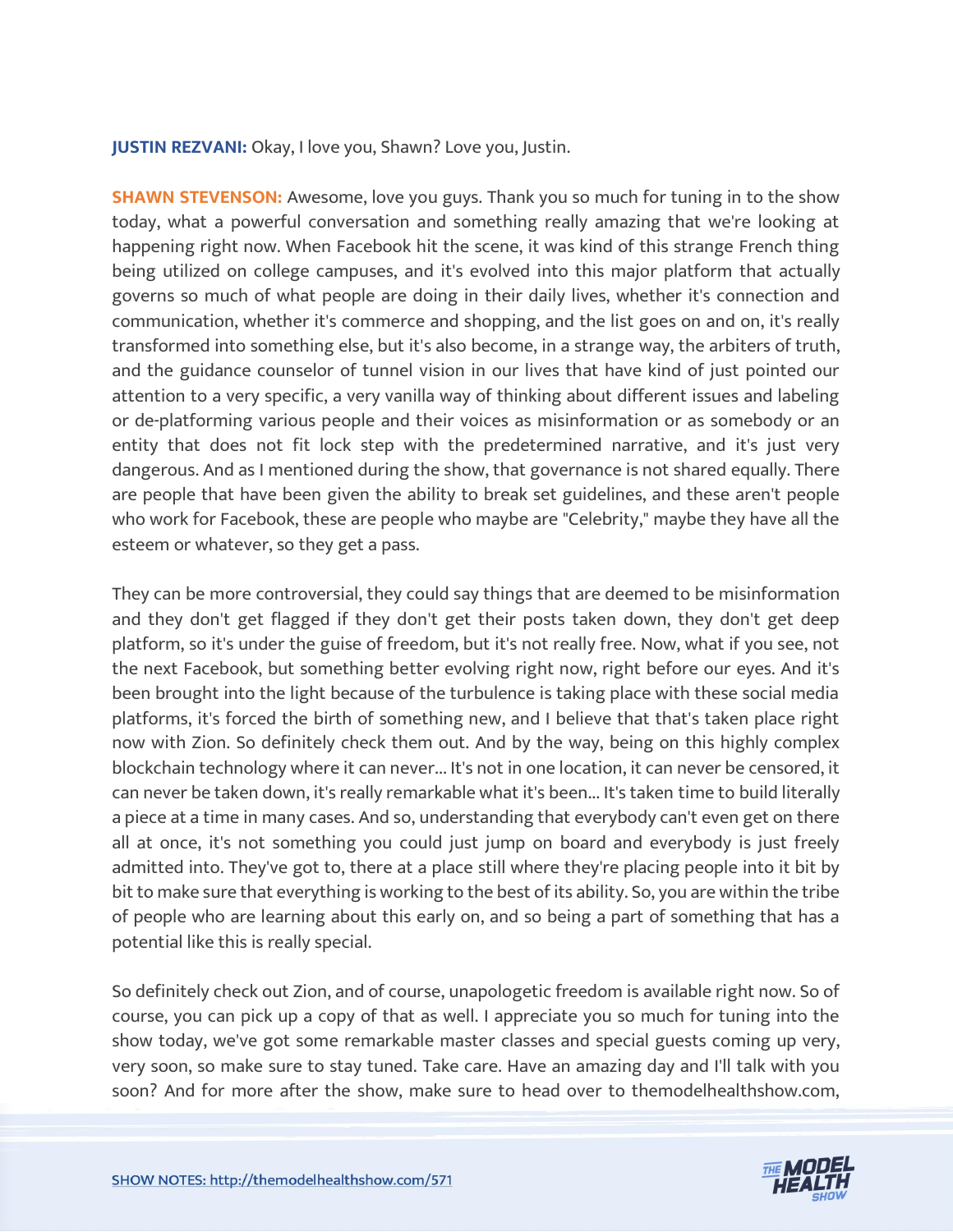**JUSTIN REZVANI:** Okay, I love you, Shawn? Love you, Justin.

**SHAWN STEVENSON:** Awesome, love you guys. Thank you so much for tuning in to the show today, what a powerful conversation and something really amazing that we're looking at happening right now. When Facebook hit the scene, it was kind of this strange French thing being utilized on college campuses, and it's evolved into this major platform that actually governs so much of what people are doing in their daily lives, whether it's connection and communication, whether it's commerce and shopping, and the list goes on and on, it's really transformed into something else, but it's also become, in a strange way, the arbiters of truth, and the guidance counselor of tunnel vision in our lives that have kind of just pointed our attention to a very specific, a very vanilla way of thinking about different issues and labeling or de-platforming various people and their voices as misinformation or as somebody or an entity that does not fit lock step with the predetermined narrative, and it's just very dangerous. And as I mentioned during the show, that governance is not shared equally. There are people that have been given the ability to break set guidelines, and these aren't people who work for Facebook, these are people who maybe are "Celebrity," maybe they have all the esteem or whatever, so they get a pass.

They can be more controversial, they could say things that are deemed to be misinformation and they don't get flagged if they don't get their posts taken down, they don't get deep platform, so it's under the guise of freedom, but it's not really free. Now, what if you see, not the next Facebook, but something better evolving right now, right before our eyes. And it's been brought into the light because of the turbulence is taking place with these social media platforms, it's forced the birth of something new, and I believe that that's taken place right now with Zion. So definitely check them out. And by the way, being on this highly complex blockchain technology where it can never... It's not in one location, it can never be censored, it can never be taken down, it's really remarkable what it's been... It's taken time to build literally a piece at a time in many cases. And so, understanding that everybody can't even get on there all at once, it's not something you could just jump on board and everybody is just freely admitted into. They've got to, there at a place still where they're placing people into it bit by bit to make sure that everything is working to the best of its ability. So, you are within the tribe of people who are learning about this early on, and so being a part of something that has a potential like this is really special.

So definitely check out Zion, and of course, unapologetic freedom is available right now. So of course, you can pick up a copy of that as well. I appreciate you so much for tuning into the show today, we've got some remarkable master classes and special guests coming up very, very soon, so make sure to stay tuned. Take care. Have an amazing day and I'll talk with you soon? And for more after the show, make sure to head over to themodelhealthshow.com,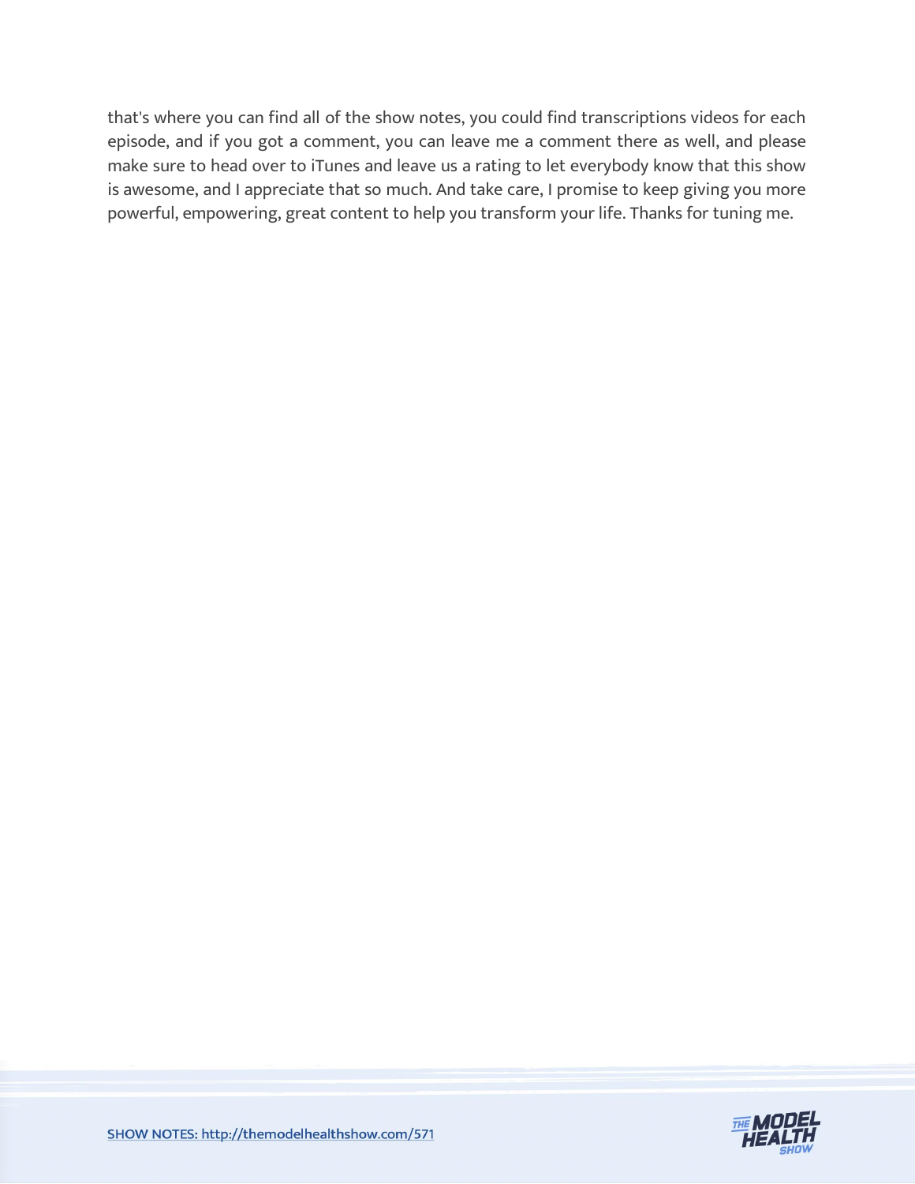that's where you can find all of the show notes, you could find transcriptions videos for each episode, and if you got a comment, you can leave me a comment there as well, and please make sure to head over to iTunes and leave us a rating to let everybody know that this show is awesome, and I appreciate that so much. And take care, I promise to keep giving you more powerful, empowering, great content to help you transform your life. Thanks for tuning me.